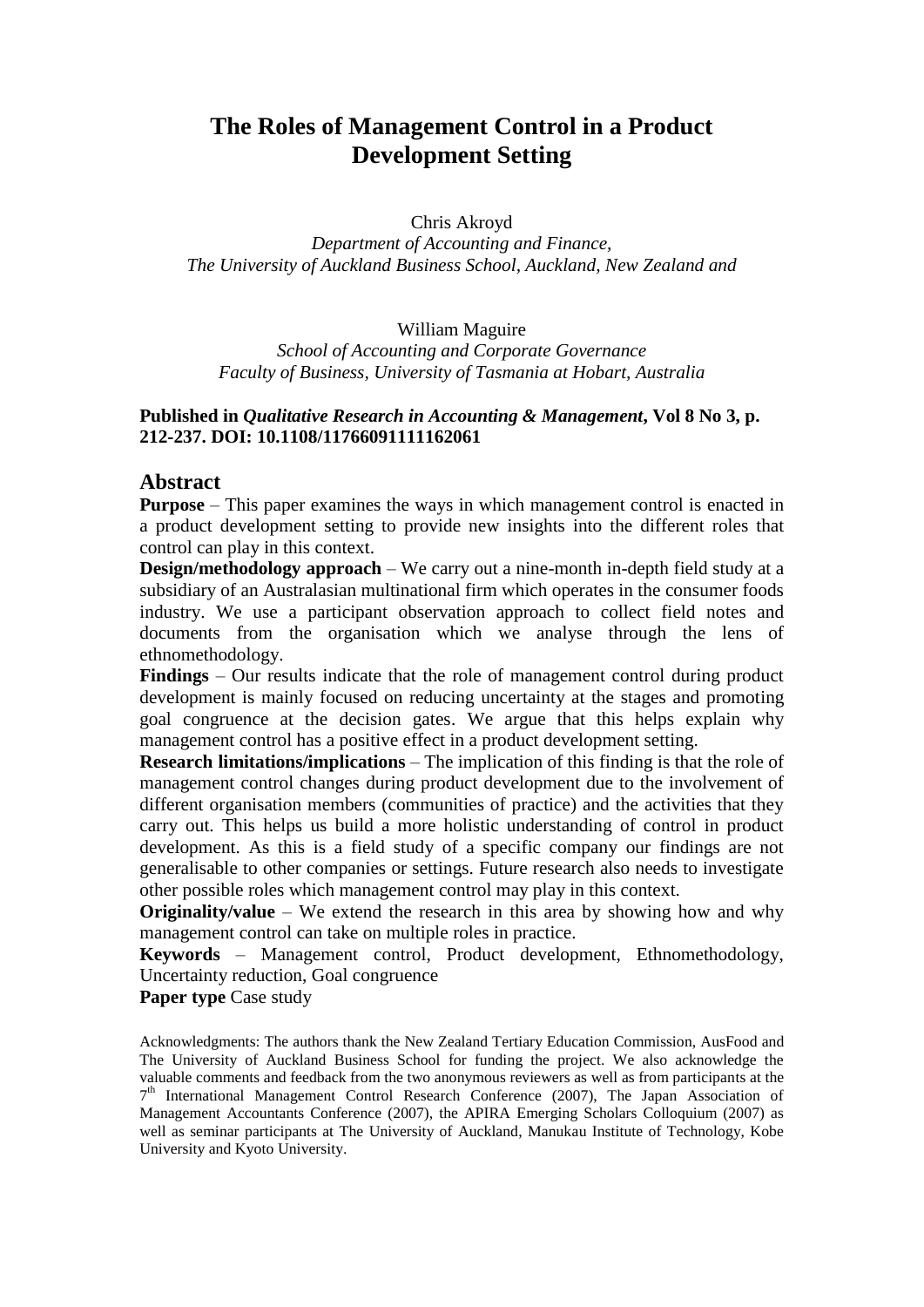# The Roles of Management Control in a Product Development Setting

Chris Akroyd

*Department of Accounting and Finance,*
*The University of Auckland Business School, Auckland, New Zealand and*

William Maguire

*School of Accounting and Corporate Governance*
*Faculty of Business, University of Tasmania at Hobart, Australia*

**Published in *Qualitative Research in Accounting & Management*, Vol 8 No 3, p. 212-237. DOI: 10.1108/11766091111162061**

## Abstract

**Purpose** – This paper examines the ways in which management control is enacted in a product development setting to provide new insights into the different roles that control can play in this context.

**Design/methodology approach** – We carry out a nine-month in-depth field study at a subsidiary of an Australasian multinational firm which operates in the consumer foods industry. We use a participant observation approach to collect field notes and documents from the organisation which we analyse through the lens of ethnomethodology.

**Findings** – Our results indicate that the role of management control during product development is mainly focused on reducing uncertainty at the stages and promoting goal congruence at the decision gates. We argue that this helps explain why management control has a positive effect in a product development setting.

**Research limitations/implications** – The implication of this finding is that the role of management control changes during product development due to the involvement of different organisation members (communities of practice) and the activities that they carry out. This helps us build a more holistic understanding of control in product development. As this is a field study of a specific company our findings are not generalisable to other companies or settings. Future research also needs to investigate other possible roles which management control may play in this context.

**Originality/value** – We extend the research in this area by showing how and why management control can take on multiple roles in practice.

**Keywords** – Management control, Product development, Ethnomethodology, Uncertainty reduction, Goal congruence

**Paper type** Case study

Acknowledgments: The authors thank the New Zealand Tertiary Education Commission, AusFood and The University of Auckland Business School for funding the project. We also acknowledge the valuable comments and feedback from the two anonymous reviewers as well as from participants at the 7th International Management Control Research Conference (2007), The Japan Association of Management Accountants Conference (2007), the APIRA Emerging Scholars Colloquium (2007) as well as seminar participants at The University of Auckland, Manukau Institute of Technology, Kobe University and Kyoto University.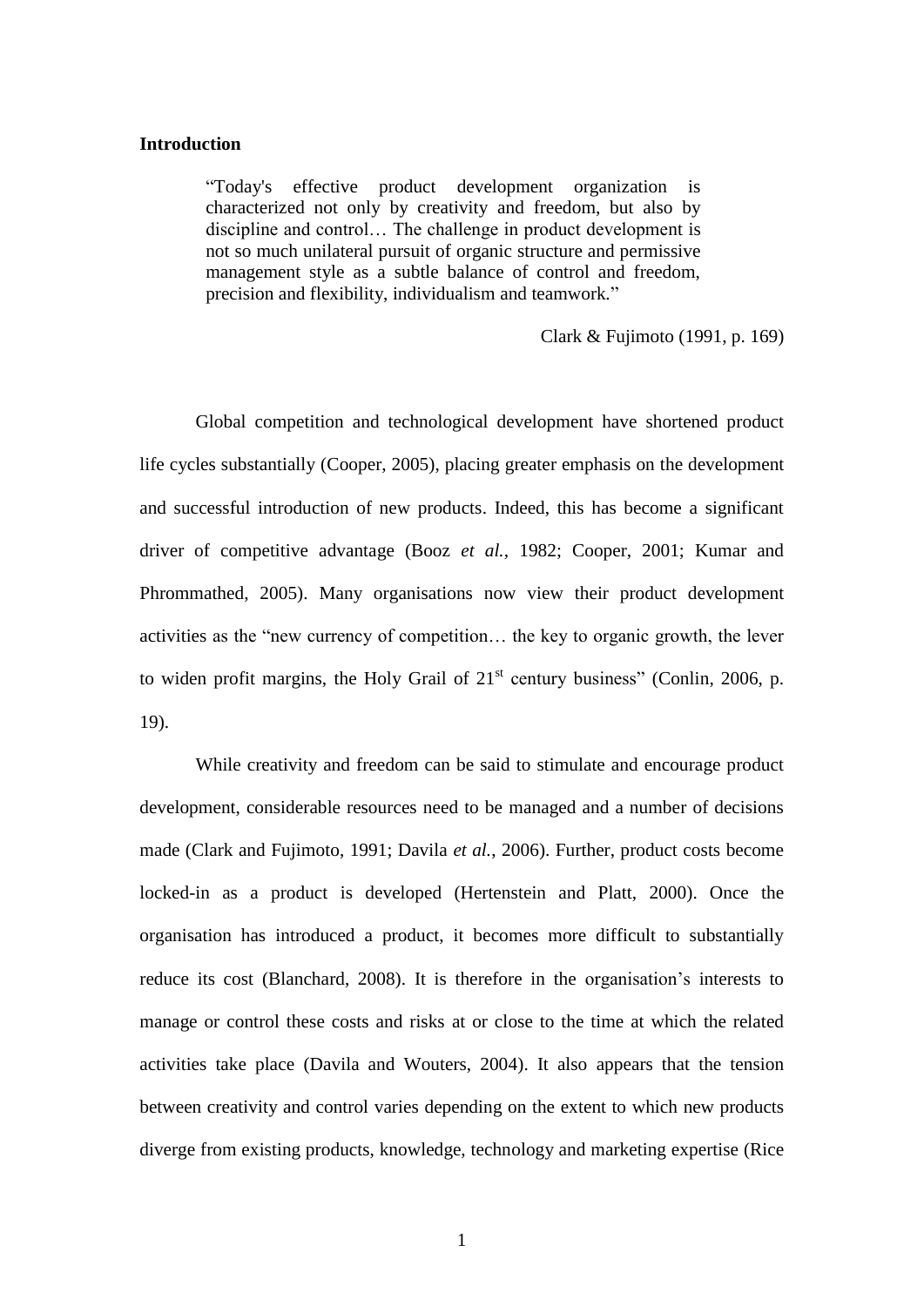**Introduction**

> "Today's effective product development organization is characterized not only by creativity and freedom, but also by discipline and control… The challenge in product development is not so much unilateral pursuit of organic structure and permissive management style as a subtle balance of control and freedom, precision and flexibility, individualism and teamwork."
>
> Clark & Fujimoto (1991, p. 169)

Global competition and technological development have shortened product life cycles substantially (Cooper, 2005), placing greater emphasis on the development and successful introduction of new products. Indeed, this has become a significant driver of competitive advantage (Booz *et al.*, 1982; Cooper, 2001; Kumar and Phrommathed, 2005). Many organisations now view their product development activities as the "new currency of competition… the key to organic growth, the lever to widen profit margins, the Holy Grail of 21st century business" (Conlin, 2006, p. 19).

While creativity and freedom can be said to stimulate and encourage product development, considerable resources need to be managed and a number of decisions made (Clark and Fujimoto, 1991; Davila *et al.*, 2006). Further, product costs become locked-in as a product is developed (Hertenstein and Platt, 2000). Once the organisation has introduced a product, it becomes more difficult to substantially reduce its cost (Blanchard, 2008). It is therefore in the organisation's interests to manage or control these costs and risks at or close to the time at which the related activities take place (Davila and Wouters, 2004). It also appears that the tension between creativity and control varies depending on the extent to which new products diverge from existing products, knowledge, technology and marketing expertise (Rice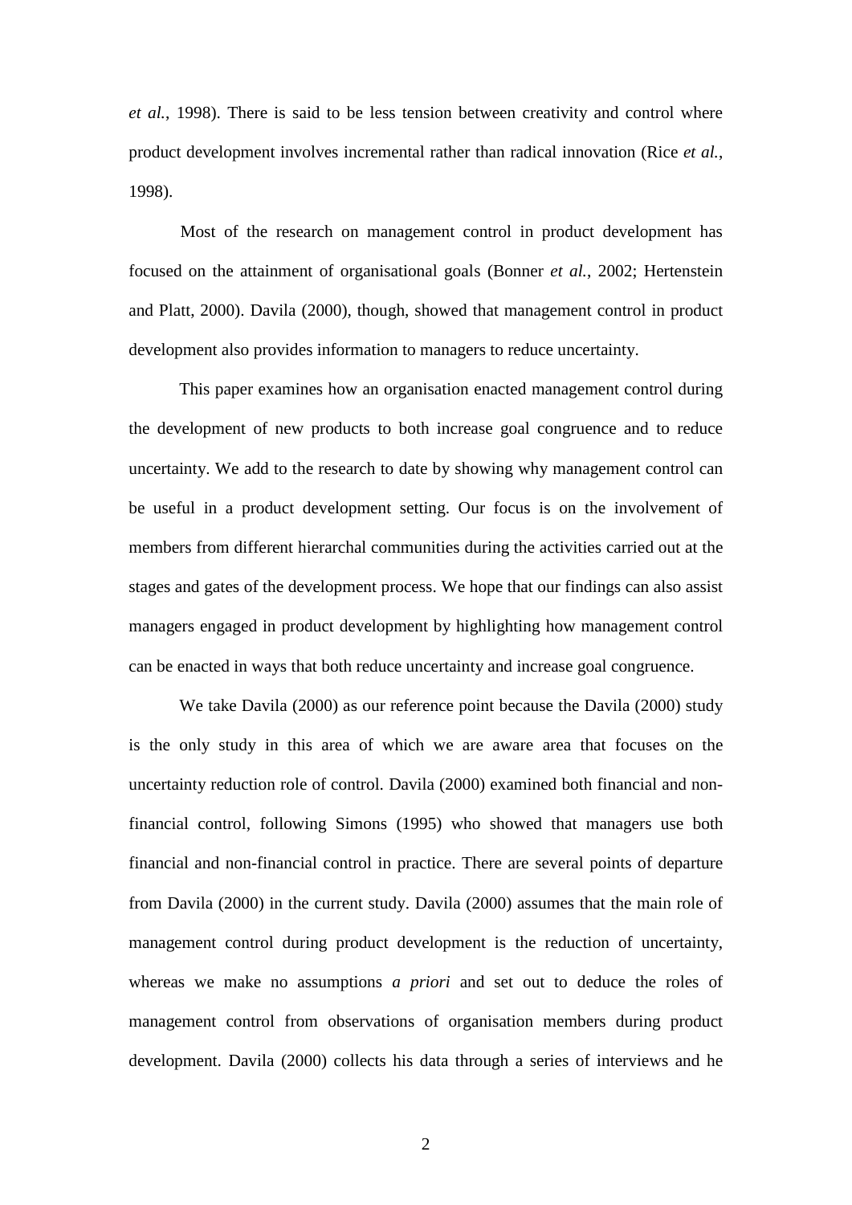*et al.*, 1998). There is said to be less tension between creativity and control where product development involves incremental rather than radical innovation (Rice *et al.*, 1998).

Most of the research on management control in product development has focused on the attainment of organisational goals (Bonner *et al.*, 2002; Hertenstein and Platt, 2000). Davila (2000), though, showed that management control in product development also provides information to managers to reduce uncertainty.

This paper examines how an organisation enacted management control during the development of new products to both increase goal congruence and to reduce uncertainty. We add to the research to date by showing why management control can be useful in a product development setting. Our focus is on the involvement of members from different hierarchal communities during the activities carried out at the stages and gates of the development process. We hope that our findings can also assist managers engaged in product development by highlighting how management control can be enacted in ways that both reduce uncertainty and increase goal congruence.

We take Davila (2000) as our reference point because the Davila (2000) study is the only study in this area of which we are aware area that focuses on the uncertainty reduction role of control. Davila (2000) examined both financial and non-financial control, following Simons (1995) who showed that managers use both financial and non-financial control in practice. There are several points of departure from Davila (2000) in the current study. Davila (2000) assumes that the main role of management control during product development is the reduction of uncertainty, whereas we make no assumptions *a priori* and set out to deduce the roles of management control from observations of organisation members during product development. Davila (2000) collects his data through a series of interviews and he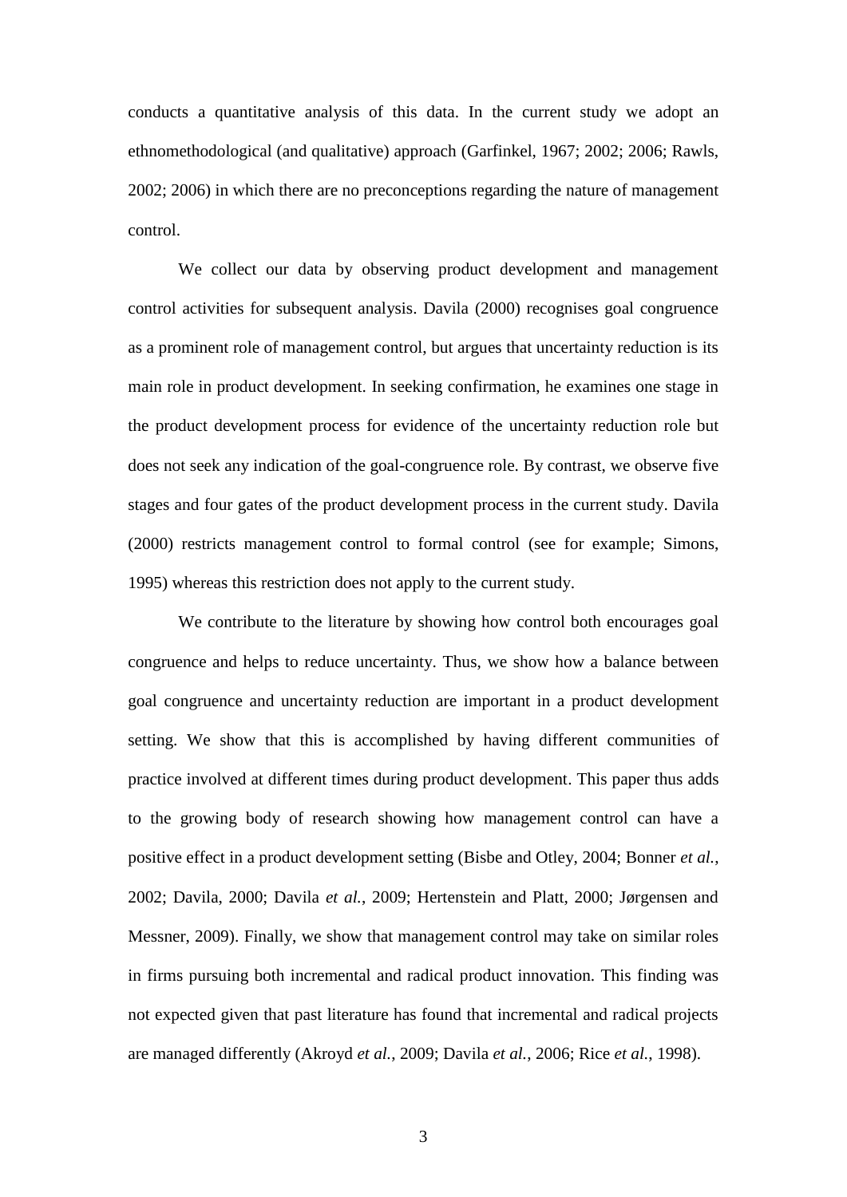conducts a quantitative analysis of this data. In the current study we adopt an ethnomethodological (and qualitative) approach (Garfinkel, 1967; 2002; 2006; Rawls, 2002; 2006) in which there are no preconceptions regarding the nature of management control.

We collect our data by observing product development and management control activities for subsequent analysis. Davila (2000) recognises goal congruence as a prominent role of management control, but argues that uncertainty reduction is its main role in product development. In seeking confirmation, he examines one stage in the product development process for evidence of the uncertainty reduction role but does not seek any indication of the goal-congruence role. By contrast, we observe five stages and four gates of the product development process in the current study. Davila (2000) restricts management control to formal control (see for example; Simons, 1995) whereas this restriction does not apply to the current study.

We contribute to the literature by showing how control both encourages goal congruence and helps to reduce uncertainty. Thus, we show how a balance between goal congruence and uncertainty reduction are important in a product development setting. We show that this is accomplished by having different communities of practice involved at different times during product development. This paper thus adds to the growing body of research showing how management control can have a positive effect in a product development setting (Bisbe and Otley, 2004; Bonner *et al.*, 2002; Davila, 2000; Davila *et al.*, 2009; Hertenstein and Platt, 2000; Jørgensen and Messner, 2009). Finally, we show that management control may take on similar roles in firms pursuing both incremental and radical product innovation. This finding was not expected given that past literature has found that incremental and radical projects are managed differently (Akroyd *et al.*, 2009; Davila *et al.*, 2006; Rice *et al.*, 1998).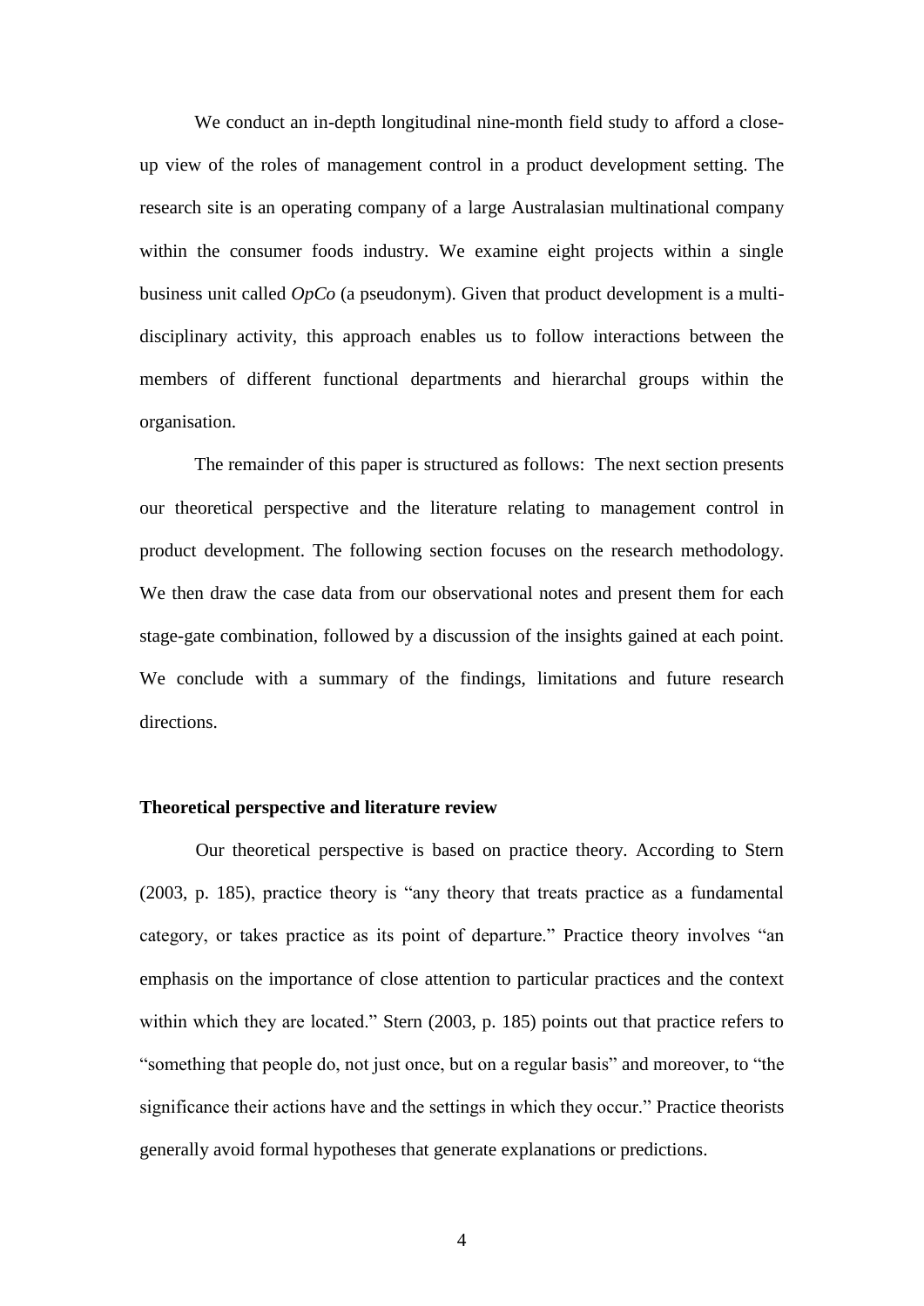We conduct an in-depth longitudinal nine-month field study to afford a close-up view of the roles of management control in a product development setting. The research site is an operating company of a large Australasian multinational company within the consumer foods industry. We examine eight projects within a single business unit called *OpCo* (a pseudonym). Given that product development is a multi-disciplinary activity, this approach enables us to follow interactions between the members of different functional departments and hierarchal groups within the organisation.

The remainder of this paper is structured as follows: The next section presents our theoretical perspective and the literature relating to management control in product development. The following section focuses on the research methodology. We then draw the case data from our observational notes and present them for each stage-gate combination, followed by a discussion of the insights gained at each point. We conclude with a summary of the findings, limitations and future research directions.

## Theoretical perspective and literature review

Our theoretical perspective is based on practice theory. According to Stern (2003, p. 185), practice theory is "any theory that treats practice as a fundamental category, or takes practice as its point of departure." Practice theory involves "an emphasis on the importance of close attention to particular practices and the context within which they are located." Stern (2003, p. 185) points out that practice refers to "something that people do, not just once, but on a regular basis" and moreover, to "the significance their actions have and the settings in which they occur." Practice theorists generally avoid formal hypotheses that generate explanations or predictions.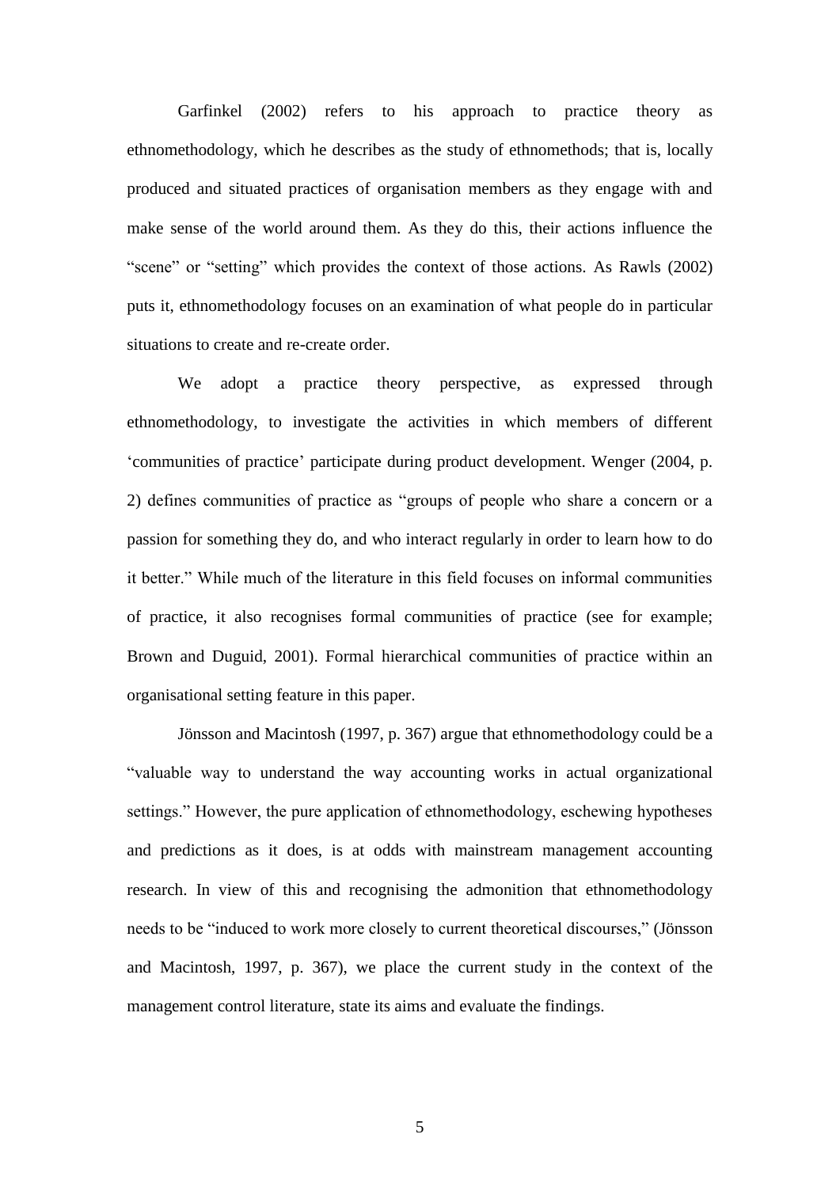Garfinkel (2002) refers to his approach to practice theory as ethnomethodology, which he describes as the study of ethnomethods; that is, locally produced and situated practices of organisation members as they engage with and make sense of the world around them. As they do this, their actions influence the "scene" or "setting" which provides the context of those actions. As Rawls (2002) puts it, ethnomethodology focuses on an examination of what people do in particular situations to create and re-create order.

We adopt a practice theory perspective, as expressed through ethnomethodology, to investigate the activities in which members of different 'communities of practice' participate during product development. Wenger (2004, p. 2) defines communities of practice as "groups of people who share a concern or a passion for something they do, and who interact regularly in order to learn how to do it better." While much of the literature in this field focuses on informal communities of practice, it also recognises formal communities of practice (see for example; Brown and Duguid, 2001). Formal hierarchical communities of practice within an organisational setting feature in this paper.

Jönsson and Macintosh (1997, p. 367) argue that ethnomethodology could be a "valuable way to understand the way accounting works in actual organizational settings." However, the pure application of ethnomethodology, eschewing hypotheses and predictions as it does, is at odds with mainstream management accounting research. In view of this and recognising the admonition that ethnomethodology needs to be "induced to work more closely to current theoretical discourses," (Jönsson and Macintosh, 1997, p. 367), we place the current study in the context of the management control literature, state its aims and evaluate the findings.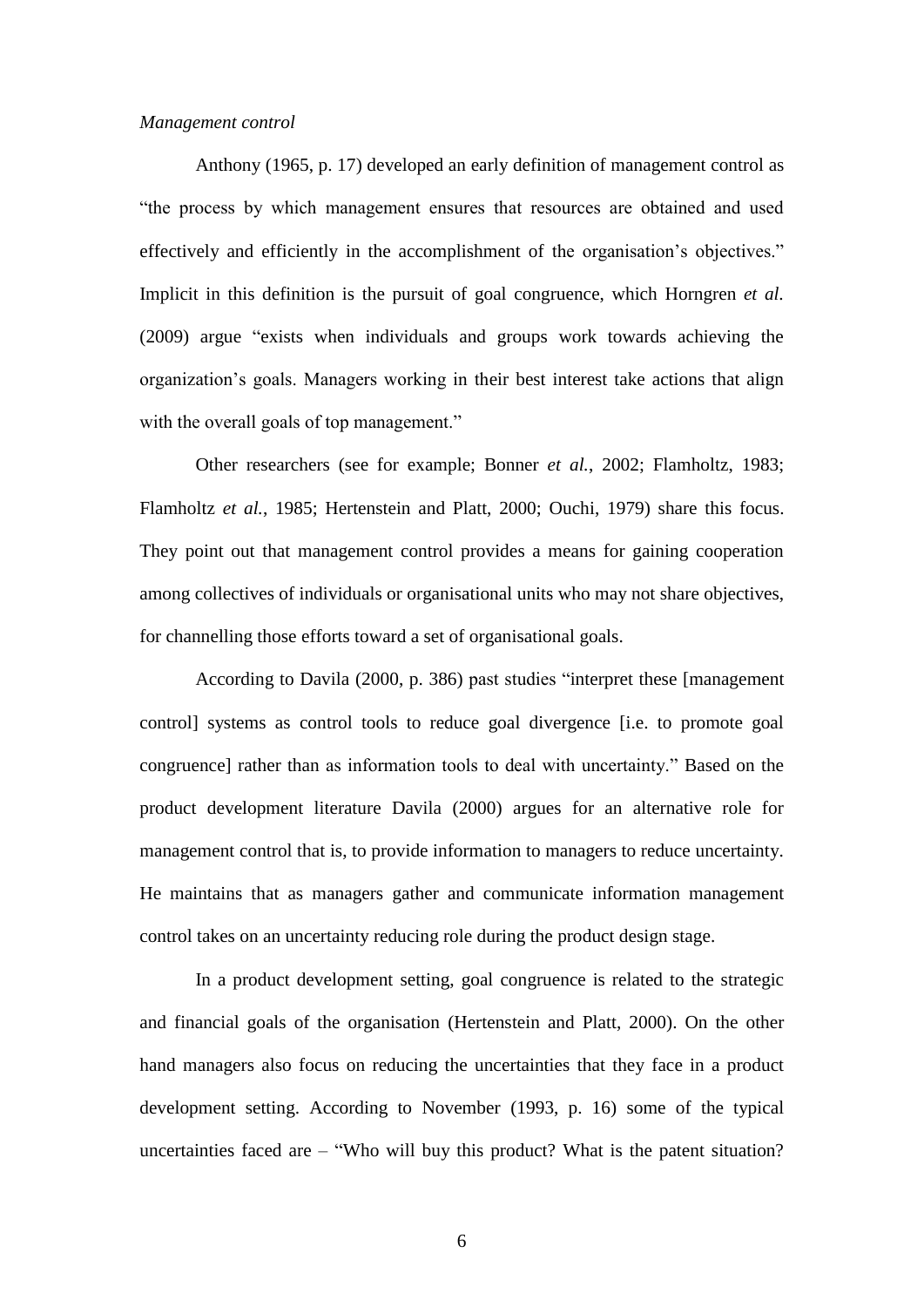*Management control*

Anthony (1965, p. 17) developed an early definition of management control as "the process by which management ensures that resources are obtained and used effectively and efficiently in the accomplishment of the organisation's objectives." Implicit in this definition is the pursuit of goal congruence, which Horngren *et al.* (2009) argue "exists when individuals and groups work towards achieving the organization's goals. Managers working in their best interest take actions that align with the overall goals of top management."

Other researchers (see for example; Bonner *et al.*, 2002; Flamholtz, 1983; Flamholtz *et al.*, 1985; Hertenstein and Platt, 2000; Ouchi, 1979) share this focus. They point out that management control provides a means for gaining cooperation among collectives of individuals or organisational units who may not share objectives, for channelling those efforts toward a set of organisational goals.

According to Davila (2000, p. 386) past studies "interpret these [management control] systems as control tools to reduce goal divergence [i.e. to promote goal congruence] rather than as information tools to deal with uncertainty." Based on the product development literature Davila (2000) argues for an alternative role for management control that is, to provide information to managers to reduce uncertainty. He maintains that as managers gather and communicate information management control takes on an uncertainty reducing role during the product design stage.

In a product development setting, goal congruence is related to the strategic and financial goals of the organisation (Hertenstein and Platt, 2000). On the other hand managers also focus on reducing the uncertainties that they face in a product development setting. According to November (1993, p. 16) some of the typical uncertainties faced are – "Who will buy this product? What is the patent situation?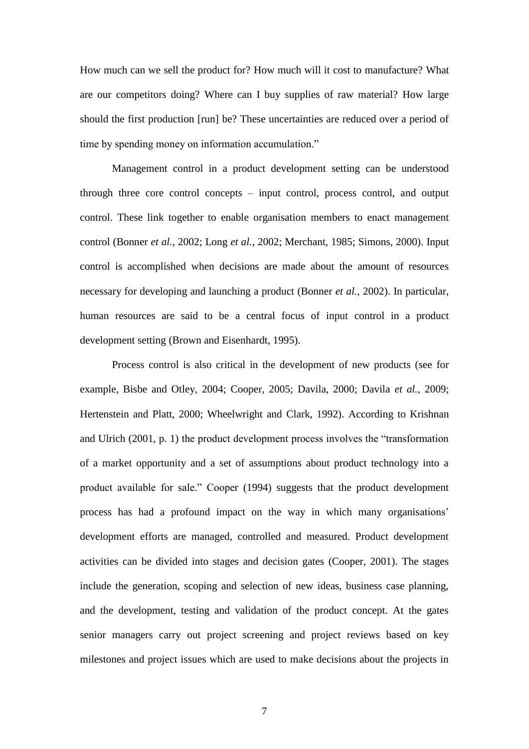How much can we sell the product for? How much will it cost to manufacture? What are our competitors doing? Where can I buy supplies of raw material? How large should the first production [run] be? These uncertainties are reduced over a period of time by spending money on information accumulation."

Management control in a product development setting can be understood through three core control concepts – input control, process control, and output control. These link together to enable organisation members to enact management control (Bonner *et al.*, 2002; Long *et al.*, 2002; Merchant, 1985; Simons, 2000). Input control is accomplished when decisions are made about the amount of resources necessary for developing and launching a product (Bonner *et al.*, 2002). In particular, human resources are said to be a central focus of input control in a product development setting (Brown and Eisenhardt, 1995).

Process control is also critical in the development of new products (see for example, Bisbe and Otley, 2004; Cooper, 2005; Davila, 2000; Davila *et al.*, 2009; Hertenstein and Platt, 2000; Wheelwright and Clark, 1992). According to Krishnan and Ulrich (2001, p. 1) the product development process involves the "transformation of a market opportunity and a set of assumptions about product technology into a product available for sale." Cooper (1994) suggests that the product development process has had a profound impact on the way in which many organisations' development efforts are managed, controlled and measured. Product development activities can be divided into stages and decision gates (Cooper, 2001). The stages include the generation, scoping and selection of new ideas, business case planning, and the development, testing and validation of the product concept. At the gates senior managers carry out project screening and project reviews based on key milestones and project issues which are used to make decisions about the projects in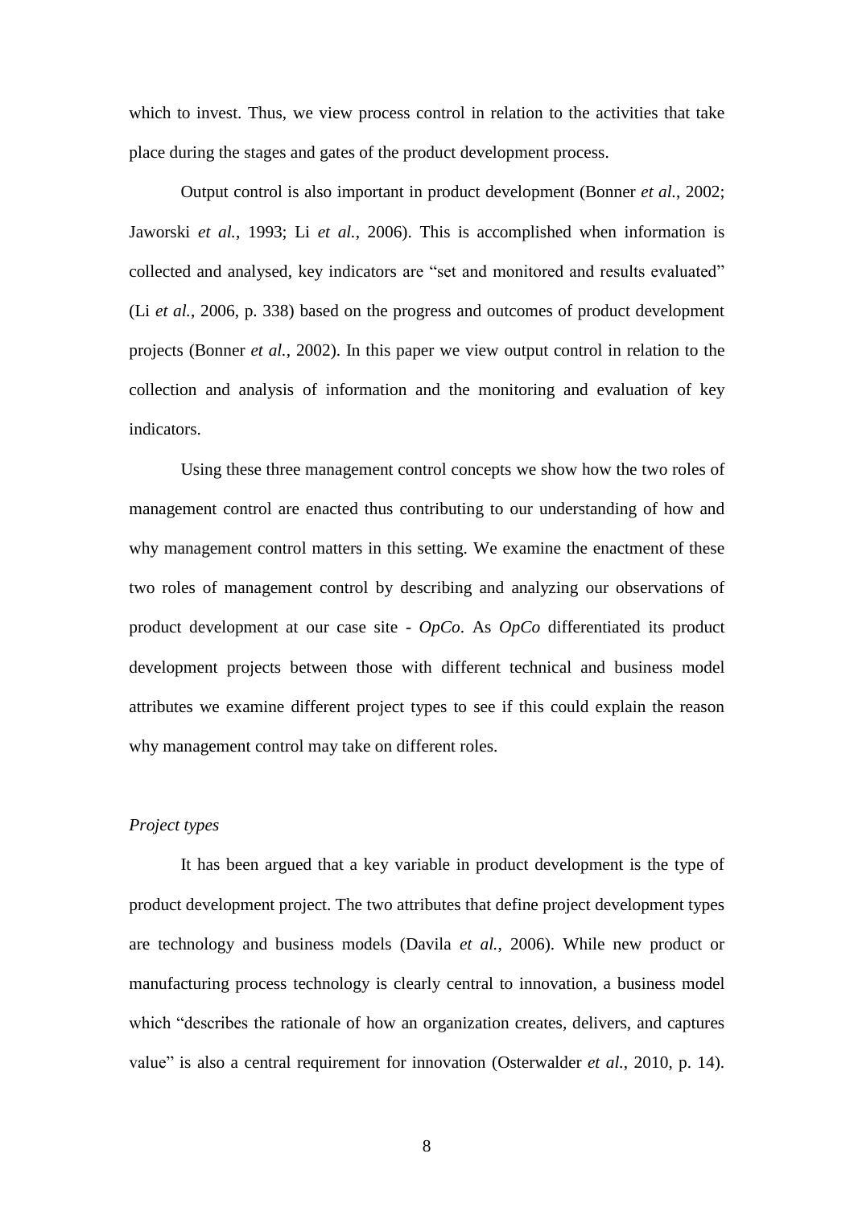which to invest. Thus, we view process control in relation to the activities that take place during the stages and gates of the product development process.

Output control is also important in product development (Bonner *et al.*, 2002; Jaworski *et al.*, 1993; Li *et al.*, 2006). This is accomplished when information is collected and analysed, key indicators are "set and monitored and results evaluated" (Li *et al.*, 2006, p. 338) based on the progress and outcomes of product development projects (Bonner *et al.*, 2002). In this paper we view output control in relation to the collection and analysis of information and the monitoring and evaluation of key indicators.

Using these three management control concepts we show how the two roles of management control are enacted thus contributing to our understanding of how and why management control matters in this setting. We examine the enactment of these two roles of management control by describing and analyzing our observations of product development at our case site - *OpCo*. As *OpCo* differentiated its product development projects between those with different technical and business model attributes we examine different project types to see if this could explain the reason why management control may take on different roles.

*Project types*

It has been argued that a key variable in product development is the type of product development project. The two attributes that define project development types are technology and business models (Davila *et al.*, 2006). While new product or manufacturing process technology is clearly central to innovation, a business model which "describes the rationale of how an organization creates, delivers, and captures value" is also a central requirement for innovation (Osterwalder *et al.*, 2010, p. 14).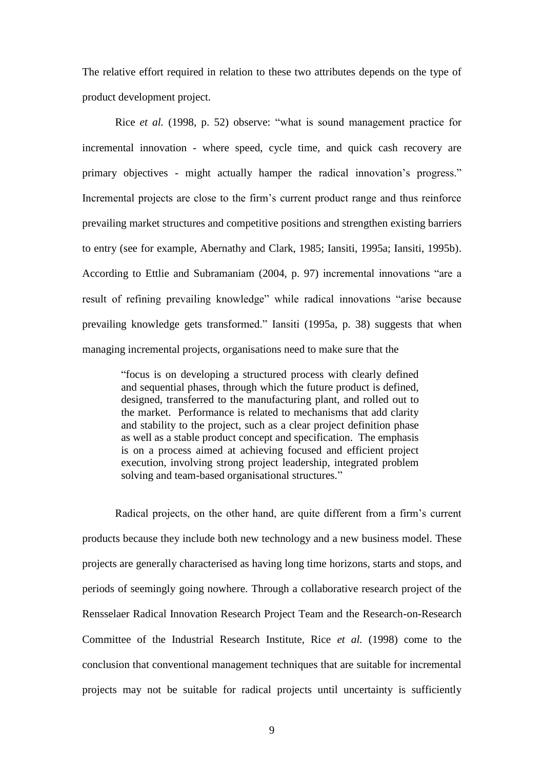The relative effort required in relation to these two attributes depends on the type of product development project.

Rice *et al.* (1998, p. 52) observe: "what is sound management practice for incremental innovation - where speed, cycle time, and quick cash recovery are primary objectives - might actually hamper the radical innovation's progress." Incremental projects are close to the firm's current product range and thus reinforce prevailing market structures and competitive positions and strengthen existing barriers to entry (see for example, Abernathy and Clark, 1985; Iansiti, 1995a; Iansiti, 1995b). According to Ettlie and Subramaniam (2004, p. 97) incremental innovations "are a result of refining prevailing knowledge" while radical innovations "arise because prevailing knowledge gets transformed." Iansiti (1995a, p. 38) suggests that when managing incremental projects, organisations need to make sure that the

> "focus is on developing a structured process with clearly defined and sequential phases, through which the future product is defined, designed, transferred to the manufacturing plant, and rolled out to the market. Performance is related to mechanisms that add clarity and stability to the project, such as a clear project definition phase as well as a stable product concept and specification. The emphasis is on a process aimed at achieving focused and efficient project execution, involving strong project leadership, integrated problem solving and team-based organisational structures."

Radical projects, on the other hand, are quite different from a firm's current products because they include both new technology and a new business model. These projects are generally characterised as having long time horizons, starts and stops, and periods of seemingly going nowhere. Through a collaborative research project of the Rensselaer Radical Innovation Research Project Team and the Research-on-Research Committee of the Industrial Research Institute, Rice *et al.* (1998) come to the conclusion that conventional management techniques that are suitable for incremental projects may not be suitable for radical projects until uncertainty is sufficiently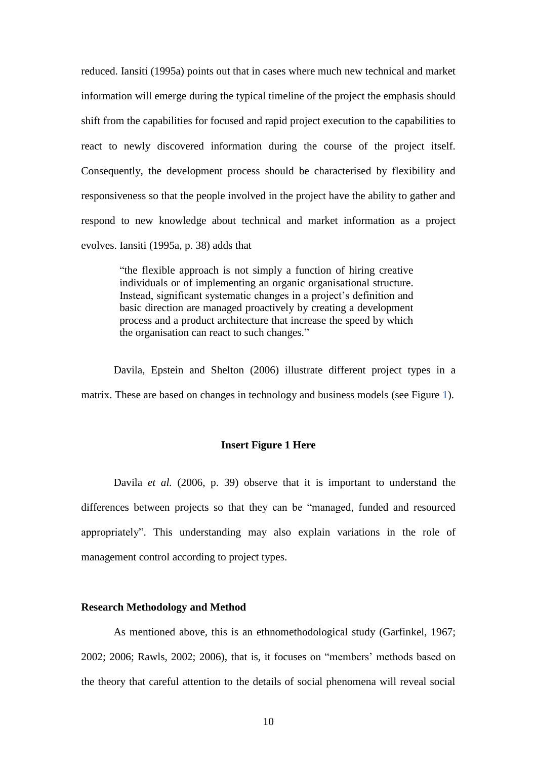reduced. Iansiti (1995a) points out that in cases where much new technical and market information will emerge during the typical timeline of the project the emphasis should shift from the capabilities for focused and rapid project execution to the capabilities to react to newly discovered information during the course of the project itself. Consequently, the development process should be characterised by flexibility and responsiveness so that the people involved in the project have the ability to gather and respond to new knowledge about technical and market information as a project evolves. Iansiti (1995a, p. 38) adds that

> "the flexible approach is not simply a function of hiring creative individuals or of implementing an organic organisational structure. Instead, significant systematic changes in a project's definition and basic direction are managed proactively by creating a development process and a product architecture that increase the speed by which the organisation can react to such changes."

Davila, Epstein and Shelton (2006) illustrate different project types in a matrix. These are based on changes in technology and business models (see Figure 1).

**Insert Figure 1 Here**

Davila *et al.* (2006, p. 39) observe that it is important to understand the differences between projects so that they can be "managed, funded and resourced appropriately". This understanding may also explain variations in the role of management control according to project types.

**Research Methodology and Method**

As mentioned above, this is an ethnomethodological study (Garfinkel, 1967; 2002; 2006; Rawls, 2002; 2006), that is, it focuses on "members' methods based on the theory that careful attention to the details of social phenomena will reveal social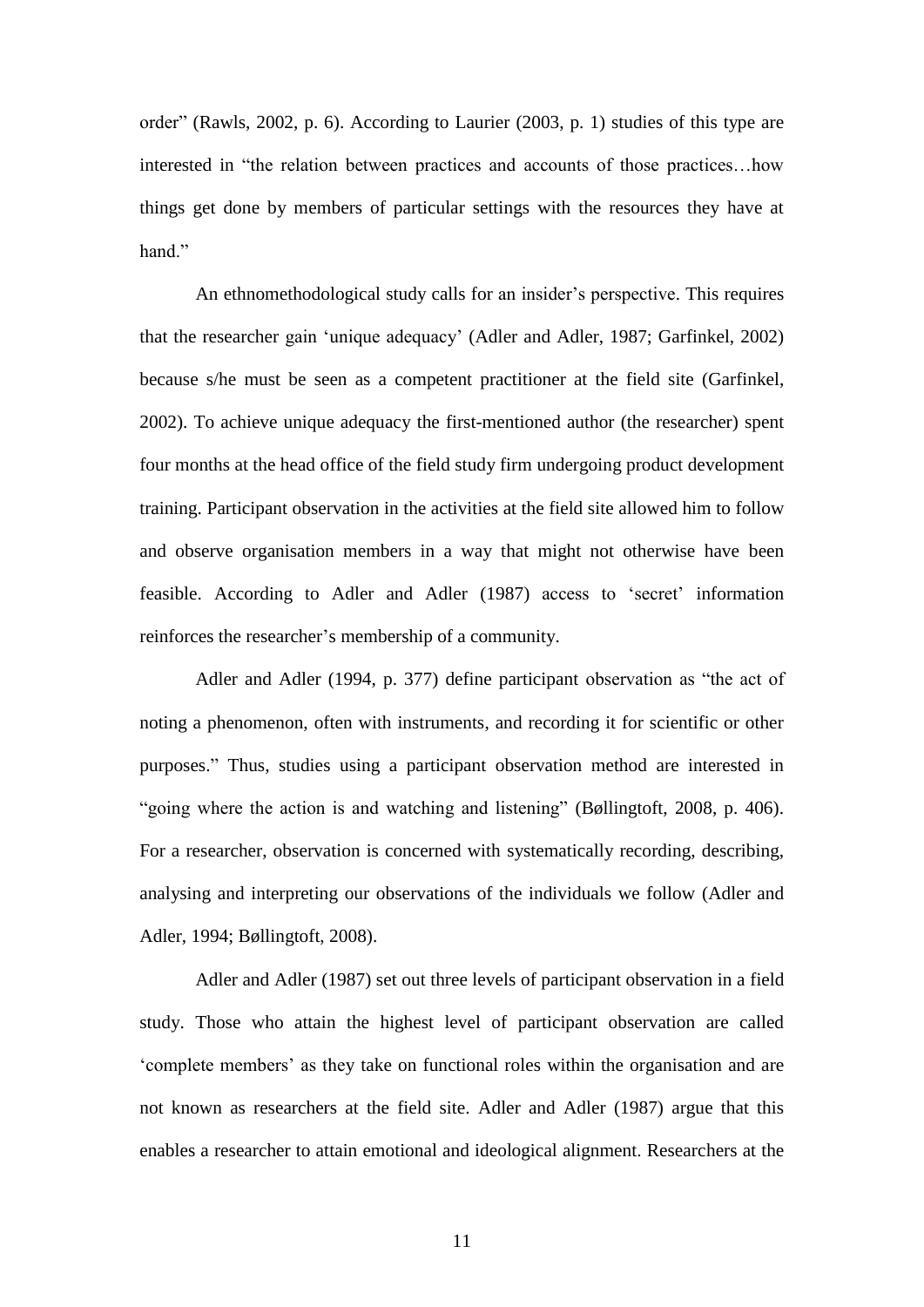order" (Rawls, 2002, p. 6). According to Laurier (2003, p. 1) studies of this type are interested in "the relation between practices and accounts of those practices…how things get done by members of particular settings with the resources they have at hand."

An ethnomethodological study calls for an insider's perspective. This requires that the researcher gain 'unique adequacy' (Adler and Adler, 1987; Garfinkel, 2002) because s/he must be seen as a competent practitioner at the field site (Garfinkel, 2002). To achieve unique adequacy the first-mentioned author (the researcher) spent four months at the head office of the field study firm undergoing product development training. Participant observation in the activities at the field site allowed him to follow and observe organisation members in a way that might not otherwise have been feasible. According to Adler and Adler (1987) access to 'secret' information reinforces the researcher's membership of a community.

Adler and Adler (1994, p. 377) define participant observation as "the act of noting a phenomenon, often with instruments, and recording it for scientific or other purposes." Thus, studies using a participant observation method are interested in "going where the action is and watching and listening" (Bøllingtoft, 2008, p. 406). For a researcher, observation is concerned with systematically recording, describing, analysing and interpreting our observations of the individuals we follow (Adler and Adler, 1994; Bøllingtoft, 2008).

Adler and Adler (1987) set out three levels of participant observation in a field study. Those who attain the highest level of participant observation are called 'complete members' as they take on functional roles within the organisation and are not known as researchers at the field site. Adler and Adler (1987) argue that this enables a researcher to attain emotional and ideological alignment. Researchers at the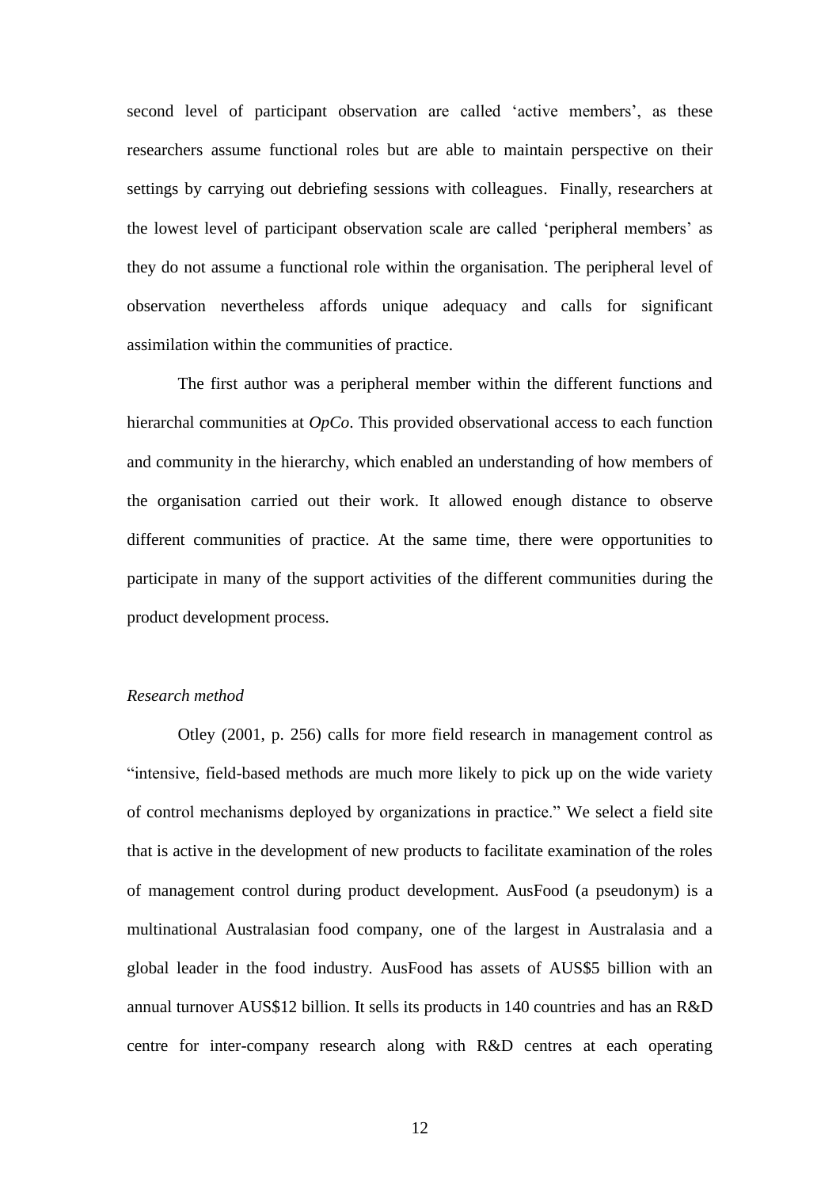second level of participant observation are called 'active members', as these researchers assume functional roles but are able to maintain perspective on their settings by carrying out debriefing sessions with colleagues. Finally, researchers at the lowest level of participant observation scale are called 'peripheral members' as they do not assume a functional role within the organisation. The peripheral level of observation nevertheless affords unique adequacy and calls for significant assimilation within the communities of practice.

The first author was a peripheral member within the different functions and hierarchal communities at *OpCo*. This provided observational access to each function and community in the hierarchy, which enabled an understanding of how members of the organisation carried out their work. It allowed enough distance to observe different communities of practice. At the same time, there were opportunities to participate in many of the support activities of the different communities during the product development process.

*Research method*

Otley (2001, p. 256) calls for more field research in management control as "intensive, field-based methods are much more likely to pick up on the wide variety of control mechanisms deployed by organizations in practice." We select a field site that is active in the development of new products to facilitate examination of the roles of management control during product development. AusFood (a pseudonym) is a multinational Australasian food company, one of the largest in Australasia and a global leader in the food industry. AusFood has assets of AUS$5 billion with an annual turnover AUS$12 billion. It sells its products in 140 countries and has an R&D centre for inter-company research along with R&D centres at each operating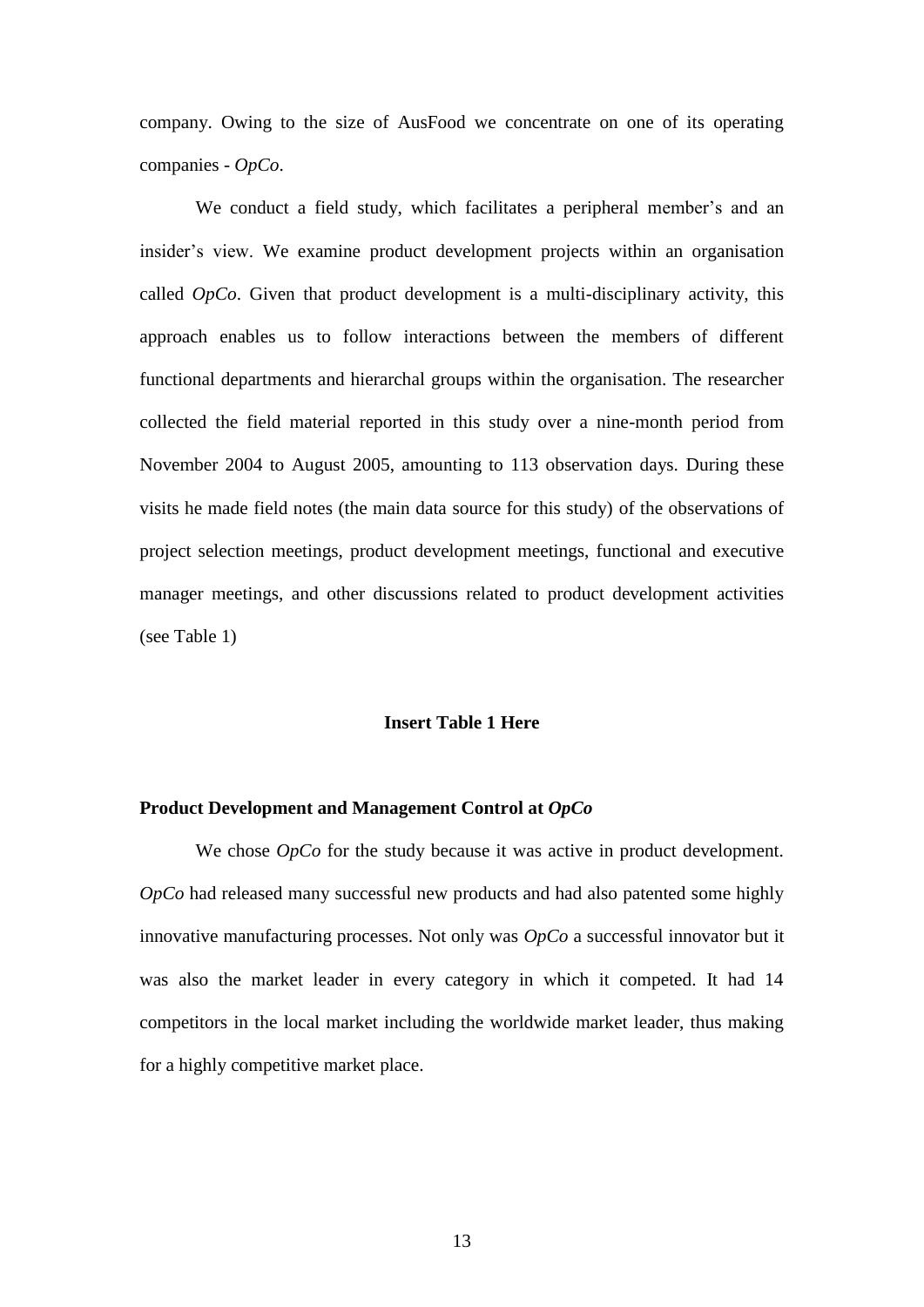company. Owing to the size of AusFood we concentrate on one of its operating companies - *OpCo*.

We conduct a field study, which facilitates a peripheral member's and an insider's view. We examine product development projects within an organisation called *OpCo*. Given that product development is a multi-disciplinary activity, this approach enables us to follow interactions between the members of different functional departments and hierarchal groups within the organisation. The researcher collected the field material reported in this study over a nine-month period from November 2004 to August 2005, amounting to 113 observation days. During these visits he made field notes (the main data source for this study) of the observations of project selection meetings, product development meetings, functional and executive manager meetings, and other discussions related to product development activities (see Table 1)

**Insert Table 1 Here**

**Product Development and Management Control at *OpCo***

We chose *OpCo* for the study because it was active in product development. *OpCo* had released many successful new products and had also patented some highly innovative manufacturing processes. Not only was *OpCo* a successful innovator but it was also the market leader in every category in which it competed. It had 14 competitors in the local market including the worldwide market leader, thus making for a highly competitive market place.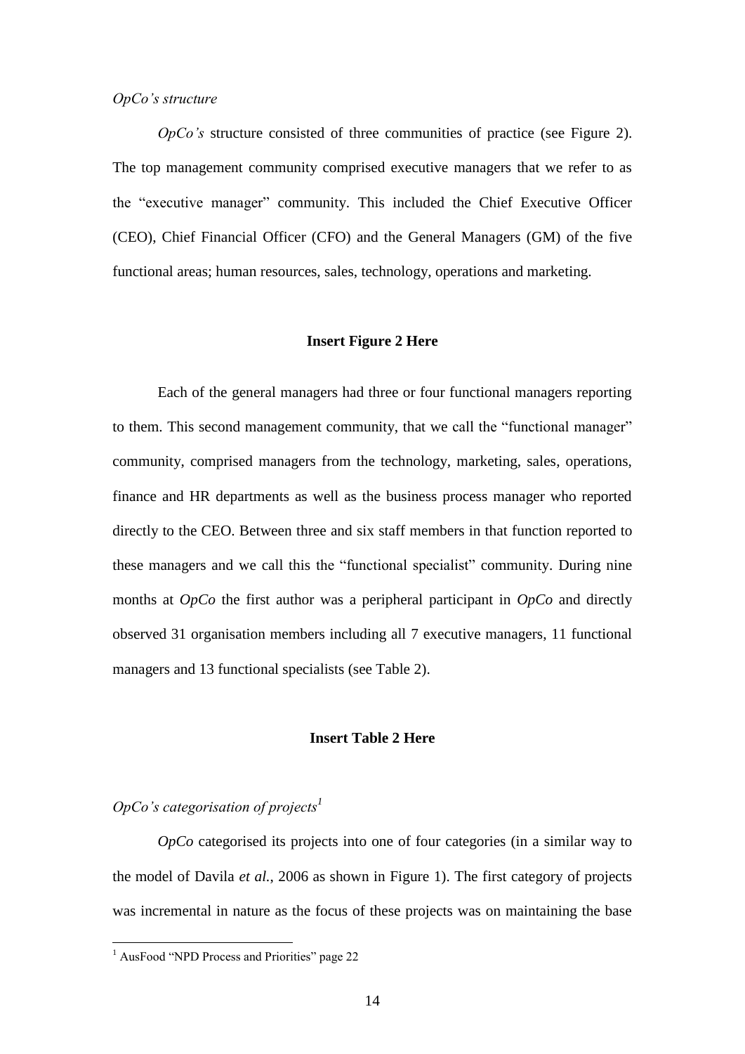*OpCo's structure*

*OpCo's* structure consisted of three communities of practice (see Figure 2). The top management community comprised executive managers that we refer to as the "executive manager" community. This included the Chief Executive Officer (CEO), Chief Financial Officer (CFO) and the General Managers (GM) of the five functional areas; human resources, sales, technology, operations and marketing.

**Insert Figure 2 Here**

Each of the general managers had three or four functional managers reporting to them. This second management community, that we call the "functional manager" community, comprised managers from the technology, marketing, sales, operations, finance and HR departments as well as the business process manager who reported directly to the CEO. Between three and six staff members in that function reported to these managers and we call this the "functional specialist" community. During nine months at *OpCo* the first author was a peripheral participant in *OpCo* and directly observed 31 organisation members including all 7 executive managers, 11 functional managers and 13 functional specialists (see Table 2).

**Insert Table 2 Here**

*OpCo's categorisation of projects*[1]

*OpCo* categorised its projects into one of four categories (in a similar way to the model of Davila *et al.*, 2006 as shown in Figure 1). The first category of projects was incremental in nature as the focus of these projects was on maintaining the base

[1] AusFood "NPD Process and Priorities" page 22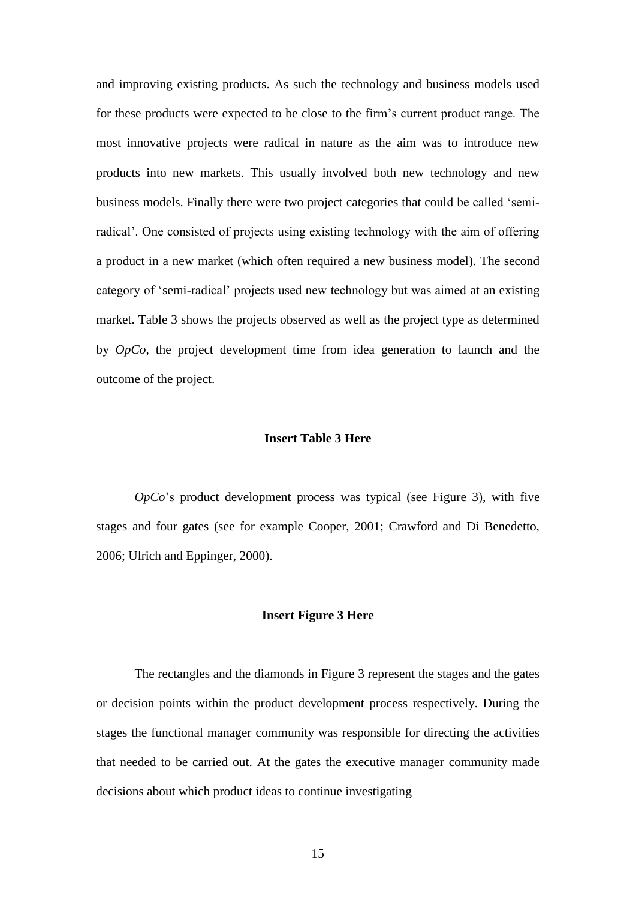and improving existing products. As such the technology and business models used for these products were expected to be close to the firm's current product range. The most innovative projects were radical in nature as the aim was to introduce new products into new markets. This usually involved both new technology and new business models. Finally there were two project categories that could be called 'semi-radical'. One consisted of projects using existing technology with the aim of offering a product in a new market (which often required a new business model). The second category of 'semi-radical' projects used new technology but was aimed at an existing market. Table 3 shows the projects observed as well as the project type as determined by *OpCo*, the project development time from idea generation to launch and the outcome of the project.

**Insert Table 3 Here**

*OpCo*'s product development process was typical (see Figure 3), with five stages and four gates (see for example Cooper, 2001; Crawford and Di Benedetto, 2006; Ulrich and Eppinger, 2000).

**Insert Figure 3 Here**

The rectangles and the diamonds in Figure 3 represent the stages and the gates or decision points within the product development process respectively. During the stages the functional manager community was responsible for directing the activities that needed to be carried out. At the gates the executive manager community made decisions about which product ideas to continue investigating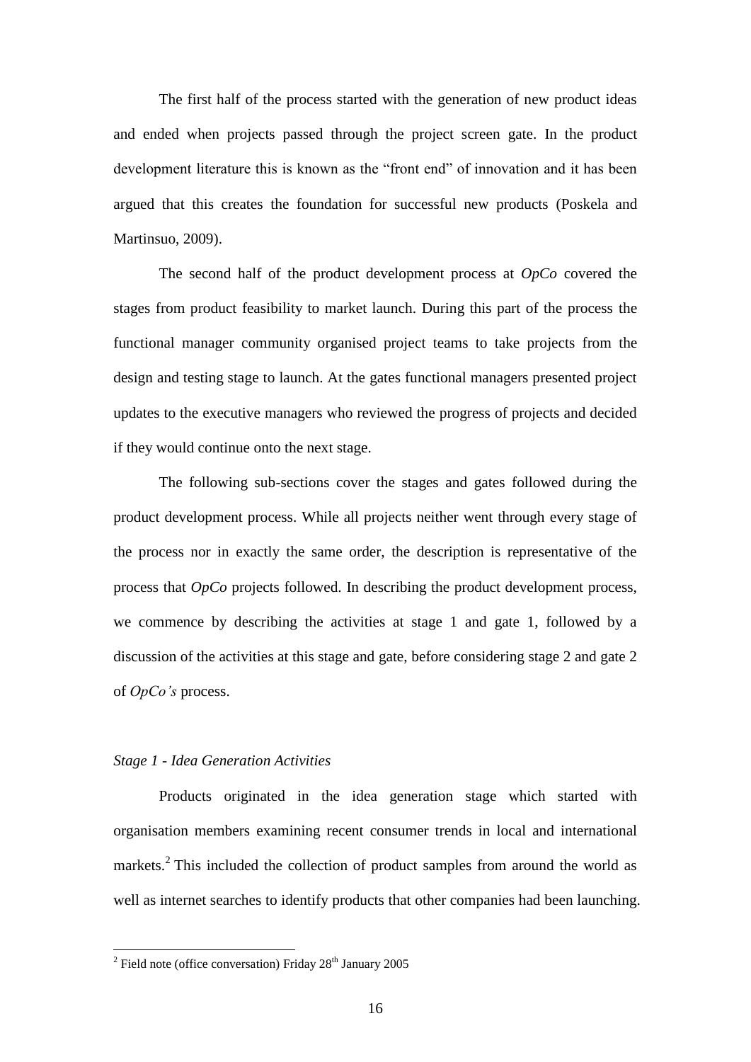The first half of the process started with the generation of new product ideas and ended when projects passed through the project screen gate. In the product development literature this is known as the "front end" of innovation and it has been argued that this creates the foundation for successful new products (Poskela and Martinsuo, 2009).

The second half of the product development process at *OpCo* covered the stages from product feasibility to market launch. During this part of the process the functional manager community organised project teams to take projects from the design and testing stage to launch. At the gates functional managers presented project updates to the executive managers who reviewed the progress of projects and decided if they would continue onto the next stage.

The following sub-sections cover the stages and gates followed during the product development process. While all projects neither went through every stage of the process nor in exactly the same order, the description is representative of the process that *OpCo* projects followed. In describing the product development process, we commence by describing the activities at stage 1 and gate 1, followed by a discussion of the activities at this stage and gate, before considering stage 2 and gate 2 of *OpCo's* process.

*Stage 1 - Idea Generation Activities*

Products originated in the idea generation stage which started with organisation members examining recent consumer trends in local and international markets.[2] This included the collection of product samples from around the world as well as internet searches to identify products that other companies had been launching.

[2] Field note (office conversation) Friday 28th January 2005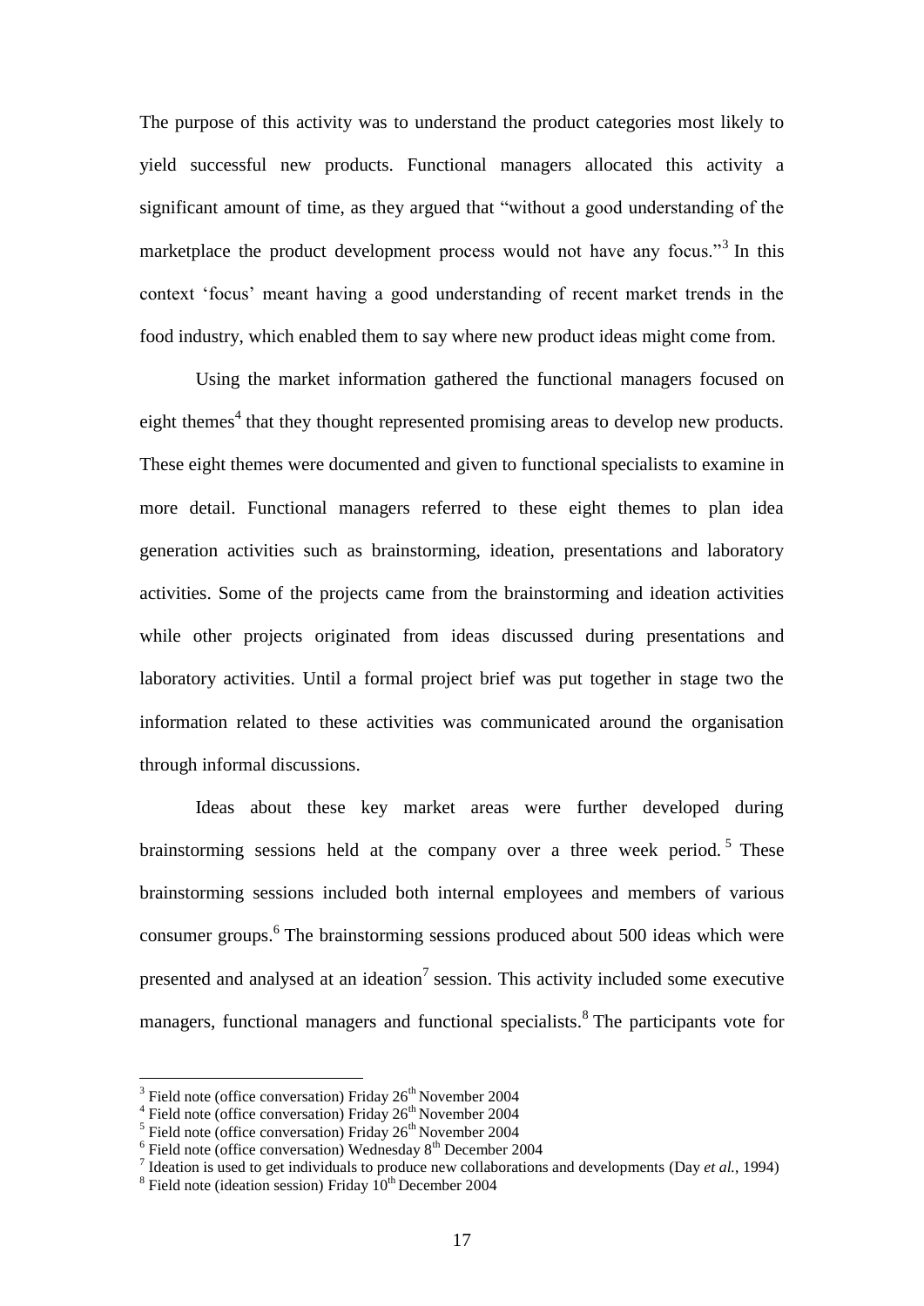The purpose of this activity was to understand the product categories most likely to yield successful new products. Functional managers allocated this activity a significant amount of time, as they argued that "without a good understanding of the marketplace the product development process would not have any focus."[3] In this context 'focus' meant having a good understanding of recent market trends in the food industry, which enabled them to say where new product ideas might come from.

Using the market information gathered the functional managers focused on eight themes[4] that they thought represented promising areas to develop new products. These eight themes were documented and given to functional specialists to examine in more detail. Functional managers referred to these eight themes to plan idea generation activities such as brainstorming, ideation, presentations and laboratory activities. Some of the projects came from the brainstorming and ideation activities while other projects originated from ideas discussed during presentations and laboratory activities. Until a formal project brief was put together in stage two the information related to these activities was communicated around the organisation through informal discussions.

Ideas about these key market areas were further developed during brainstorming sessions held at the company over a three week period.[5] These brainstorming sessions included both internal employees and members of various consumer groups.[6] The brainstorming sessions produced about 500 ideas which were presented and analysed at an ideation[7] session. This activity included some executive managers, functional managers and functional specialists.[8] The participants vote for

---

[3] Field note (office conversation) Friday 26th November 2004

[4] Field note (office conversation) Friday 26th November 2004

[5] Field note (office conversation) Friday 26th November 2004

[6] Field note (office conversation) Wednesday 8th December 2004

[7] Ideation is used to get individuals to produce new collaborations and developments (Day *et al.*, 1994)

[8] Field note (ideation session) Friday 10th December 2004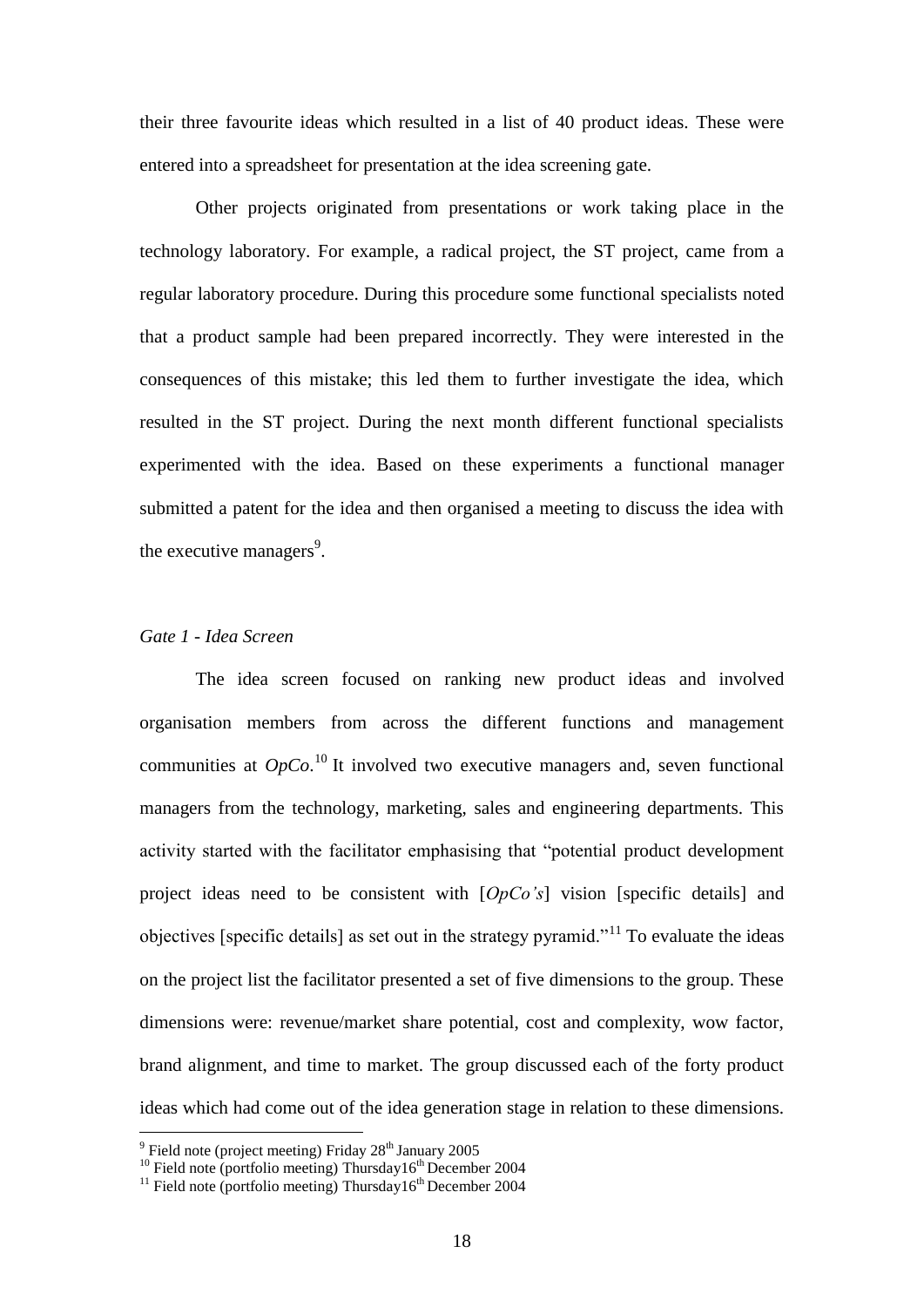their three favourite ideas which resulted in a list of 40 product ideas. These were entered into a spreadsheet for presentation at the idea screening gate.

Other projects originated from presentations or work taking place in the technology laboratory. For example, a radical project, the ST project, came from a regular laboratory procedure. During this procedure some functional specialists noted that a product sample had been prepared incorrectly. They were interested in the consequences of this mistake; this led them to further investigate the idea, which resulted in the ST project. During the next month different functional specialists experimented with the idea. Based on these experiments a functional manager submitted a patent for the idea and then organised a meeting to discuss the idea with the executive managers[9].

*Gate 1 - Idea Screen*

The idea screen focused on ranking new product ideas and involved organisation members from across the different functions and management communities at *OpCo*.[10] It involved two executive managers and, seven functional managers from the technology, marketing, sales and engineering departments. This activity started with the facilitator emphasising that "potential product development project ideas need to be consistent with [*OpCo's*] vision [specific details] and objectives [specific details] as set out in the strategy pyramid."[11] To evaluate the ideas on the project list the facilitator presented a set of five dimensions to the group. These dimensions were: revenue/market share potential, cost and complexity, wow factor, brand alignment, and time to market. The group discussed each of the forty product ideas which had come out of the idea generation stage in relation to these dimensions.

[9] Field note (project meeting) Friday 28th January 2005

[10] Field note (portfolio meeting) Thursday16th December 2004

[11] Field note (portfolio meeting) Thursday16th December 2004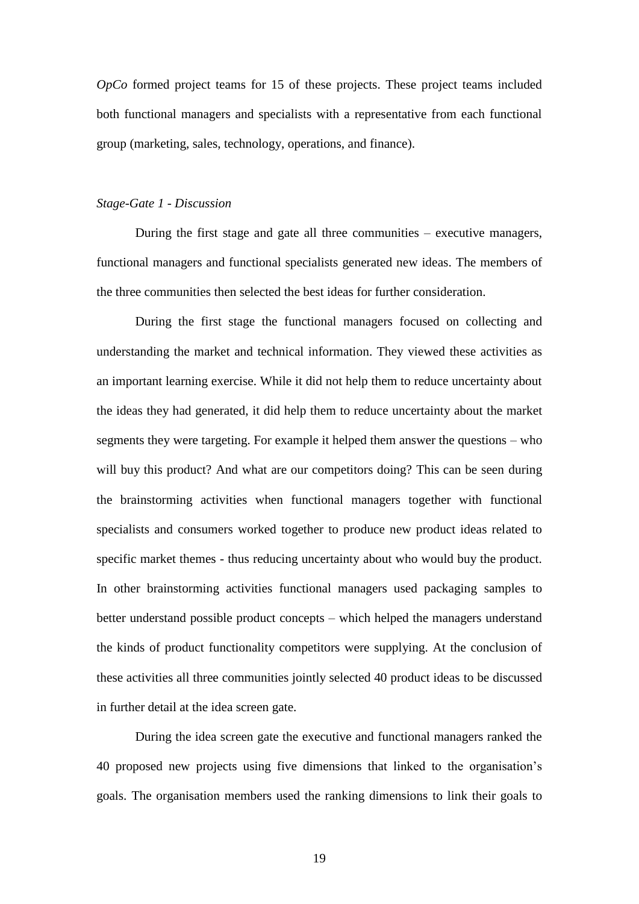*OpCo* formed project teams for 15 of these projects. These project teams included both functional managers and specialists with a representative from each functional group (marketing, sales, technology, operations, and finance).

*Stage-Gate 1 - Discussion*

During the first stage and gate all three communities – executive managers, functional managers and functional specialists generated new ideas. The members of the three communities then selected the best ideas for further consideration.

During the first stage the functional managers focused on collecting and understanding the market and technical information. They viewed these activities as an important learning exercise. While it did not help them to reduce uncertainty about the ideas they had generated, it did help them to reduce uncertainty about the market segments they were targeting. For example it helped them answer the questions – who will buy this product? And what are our competitors doing? This can be seen during the brainstorming activities when functional managers together with functional specialists and consumers worked together to produce new product ideas related to specific market themes - thus reducing uncertainty about who would buy the product. In other brainstorming activities functional managers used packaging samples to better understand possible product concepts – which helped the managers understand the kinds of product functionality competitors were supplying. At the conclusion of these activities all three communities jointly selected 40 product ideas to be discussed in further detail at the idea screen gate.

During the idea screen gate the executive and functional managers ranked the 40 proposed new projects using five dimensions that linked to the organisation's goals. The organisation members used the ranking dimensions to link their goals to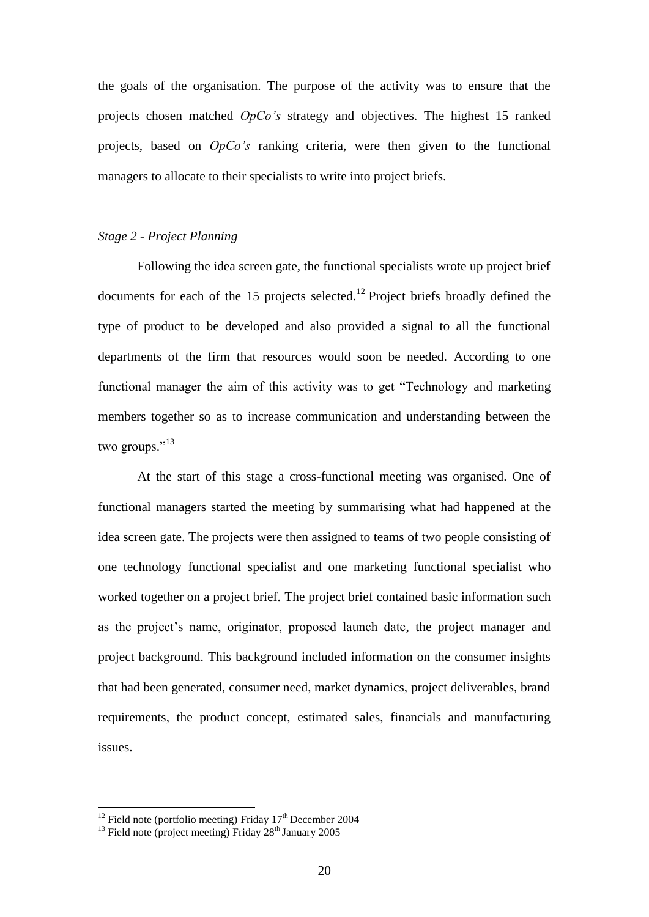the goals of the organisation. The purpose of the activity was to ensure that the projects chosen matched *OpCo's* strategy and objectives. The highest 15 ranked projects, based on *OpCo's* ranking criteria, were then given to the functional managers to allocate to their specialists to write into project briefs.

*Stage 2 - Project Planning*

Following the idea screen gate, the functional specialists wrote up project brief documents for each of the 15 projects selected.[12] Project briefs broadly defined the type of product to be developed and also provided a signal to all the functional departments of the firm that resources would soon be needed. According to one functional manager the aim of this activity was to get "Technology and marketing members together so as to increase communication and understanding between the two groups."[13]

At the start of this stage a cross-functional meeting was organised. One of functional managers started the meeting by summarising what had happened at the idea screen gate. The projects were then assigned to teams of two people consisting of one technology functional specialist and one marketing functional specialist who worked together on a project brief. The project brief contained basic information such as the project's name, originator, proposed launch date, the project manager and project background. This background included information on the consumer insights that had been generated, consumer need, market dynamics, project deliverables, brand requirements, the product concept, estimated sales, financials and manufacturing issues.

[12] Field note (portfolio meeting) Friday 17th December 2004

[13] Field note (project meeting) Friday 28th January 2005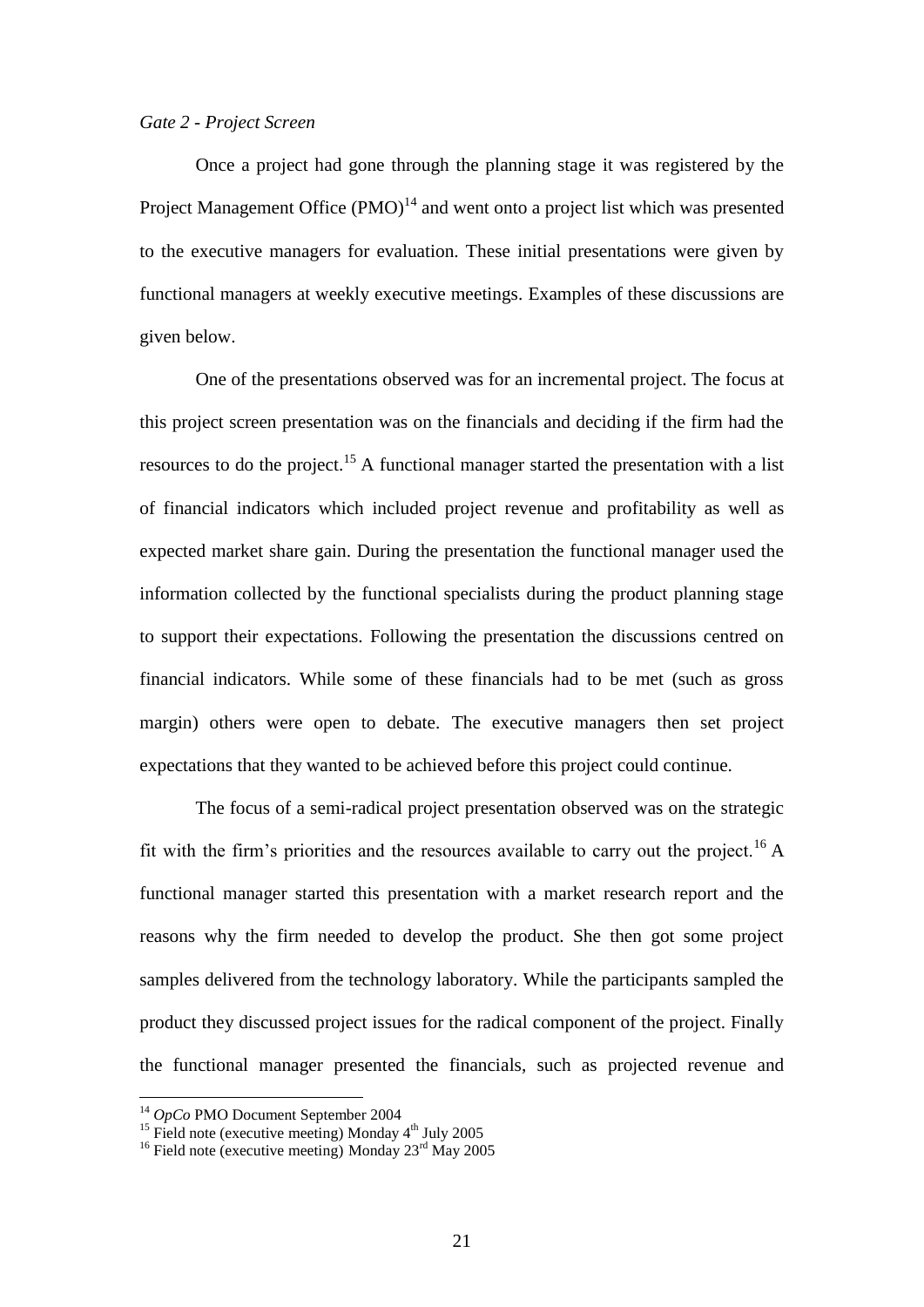*Gate 2 - Project Screen*

Once a project had gone through the planning stage it was registered by the Project Management Office (PMO)[14] and went onto a project list which was presented to the executive managers for evaluation. These initial presentations were given by functional managers at weekly executive meetings. Examples of these discussions are given below.

One of the presentations observed was for an incremental project. The focus at this project screen presentation was on the financials and deciding if the firm had the resources to do the project.[15] A functional manager started the presentation with a list of financial indicators which included project revenue and profitability as well as expected market share gain. During the presentation the functional manager used the information collected by the functional specialists during the product planning stage to support their expectations. Following the presentation the discussions centred on financial indicators. While some of these financials had to be met (such as gross margin) others were open to debate. The executive managers then set project expectations that they wanted to be achieved before this project could continue.

The focus of a semi-radical project presentation observed was on the strategic fit with the firm's priorities and the resources available to carry out the project.[16] A functional manager started this presentation with a market research report and the reasons why the firm needed to develop the product. She then got some project samples delivered from the technology laboratory. While the participants sampled the product they discussed project issues for the radical component of the project. Finally the functional manager presented the financials, such as projected revenue and

[14] *OpCo* PMO Document September 2004

[15] Field note (executive meeting) Monday 4th July 2005

[16] Field note (executive meeting) Monday 23rd May 2005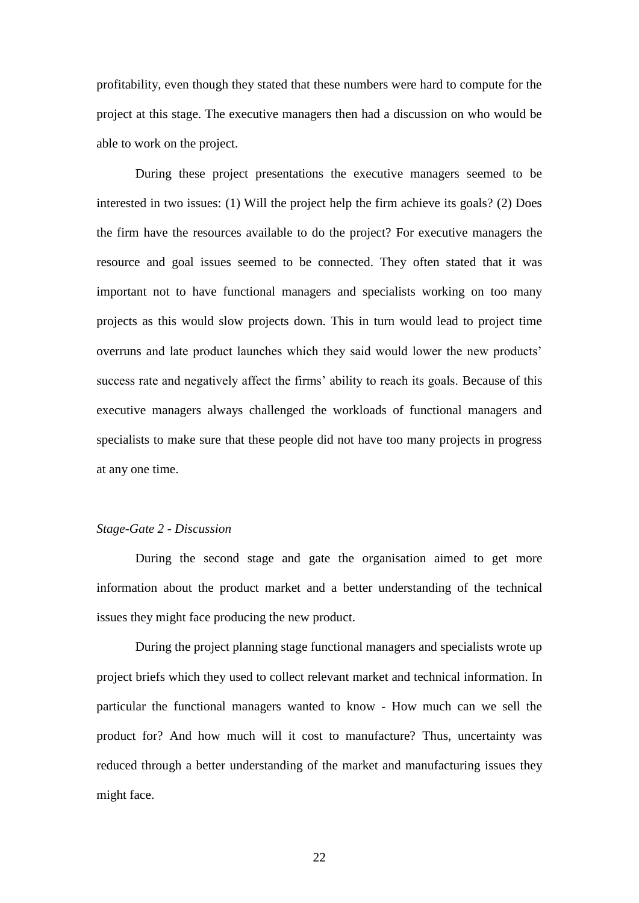profitability, even though they stated that these numbers were hard to compute for the project at this stage. The executive managers then had a discussion on who would be able to work on the project.

During these project presentations the executive managers seemed to be interested in two issues: (1) Will the project help the firm achieve its goals? (2) Does the firm have the resources available to do the project? For executive managers the resource and goal issues seemed to be connected. They often stated that it was important not to have functional managers and specialists working on too many projects as this would slow projects down. This in turn would lead to project time overruns and late product launches which they said would lower the new products' success rate and negatively affect the firms' ability to reach its goals. Because of this executive managers always challenged the workloads of functional managers and specialists to make sure that these people did not have too many projects in progress at any one time.

*Stage-Gate 2 - Discussion*

During the second stage and gate the organisation aimed to get more information about the product market and a better understanding of the technical issues they might face producing the new product.

During the project planning stage functional managers and specialists wrote up project briefs which they used to collect relevant market and technical information. In particular the functional managers wanted to know - How much can we sell the product for? And how much will it cost to manufacture? Thus, uncertainty was reduced through a better understanding of the market and manufacturing issues they might face.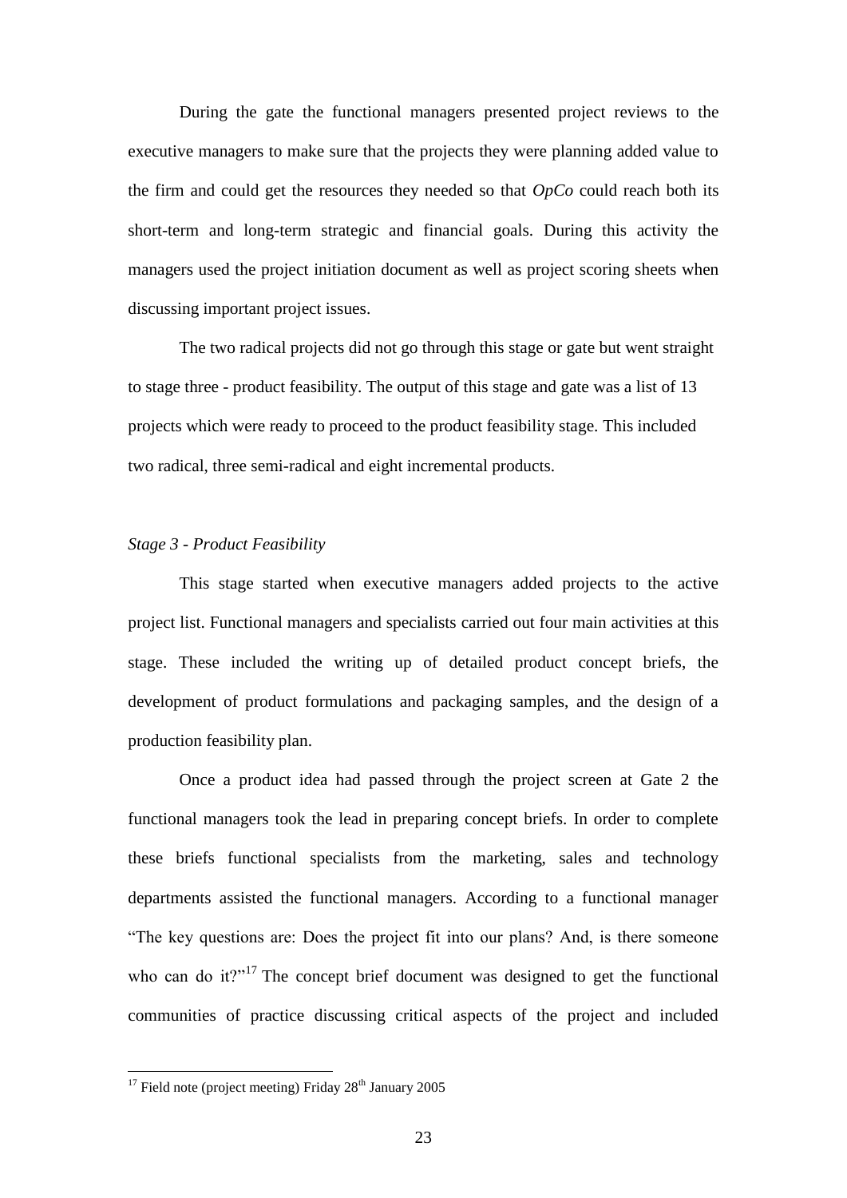During the gate the functional managers presented project reviews to the executive managers to make sure that the projects they were planning added value to the firm and could get the resources they needed so that *OpCo* could reach both its short-term and long-term strategic and financial goals. During this activity the managers used the project initiation document as well as project scoring sheets when discussing important project issues.

The two radical projects did not go through this stage or gate but went straight to stage three - product feasibility. The output of this stage and gate was a list of 13 projects which were ready to proceed to the product feasibility stage. This included two radical, three semi-radical and eight incremental products.

*Stage 3 - Product Feasibility*

This stage started when executive managers added projects to the active project list. Functional managers and specialists carried out four main activities at this stage. These included the writing up of detailed product concept briefs, the development of product formulations and packaging samples, and the design of a production feasibility plan.

Once a product idea had passed through the project screen at Gate 2 the functional managers took the lead in preparing concept briefs. In order to complete these briefs functional specialists from the marketing, sales and technology departments assisted the functional managers. According to a functional manager "The key questions are: Does the project fit into our plans? And, is there someone who can do it?"[17] The concept brief document was designed to get the functional communities of practice discussing critical aspects of the project and included

[17] Field note (project meeting) Friday 28th January 2005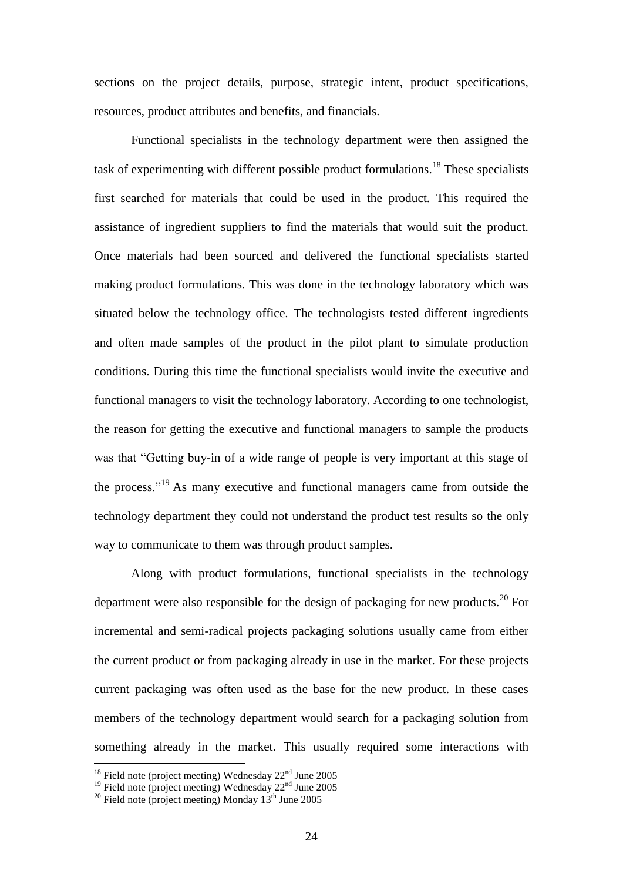sections on the project details, purpose, strategic intent, product specifications, resources, product attributes and benefits, and financials.

Functional specialists in the technology department were then assigned the task of experimenting with different possible product formulations.[18] These specialists first searched for materials that could be used in the product. This required the assistance of ingredient suppliers to find the materials that would suit the product. Once materials had been sourced and delivered the functional specialists started making product formulations. This was done in the technology laboratory which was situated below the technology office. The technologists tested different ingredients and often made samples of the product in the pilot plant to simulate production conditions. During this time the functional specialists would invite the executive and functional managers to visit the technology laboratory. According to one technologist, the reason for getting the executive and functional managers to sample the products was that "Getting buy-in of a wide range of people is very important at this stage of the process."[19] As many executive and functional managers came from outside the technology department they could not understand the product test results so the only way to communicate to them was through product samples.

Along with product formulations, functional specialists in the technology department were also responsible for the design of packaging for new products.[20] For incremental and semi-radical projects packaging solutions usually came from either the current product or from packaging already in use in the market. For these projects current packaging was often used as the base for the new product. In these cases members of the technology department would search for a packaging solution from something already in the market. This usually required some interactions with

---

[18] Field note (project meeting) Wednesday 22nd June 2005

[19] Field note (project meeting) Wednesday 22nd June 2005

[20] Field note (project meeting) Monday 13th June 2005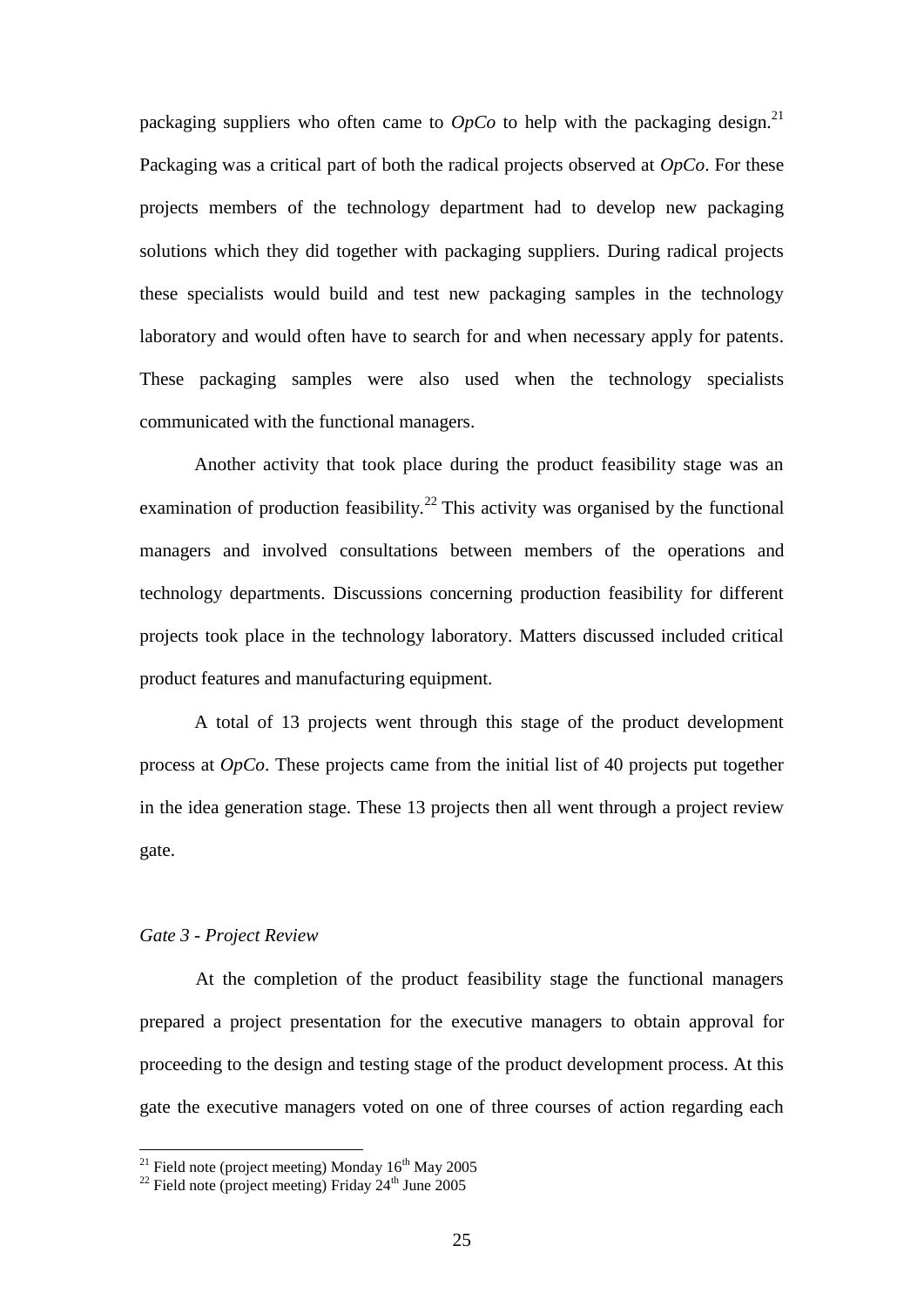packaging suppliers who often came to *OpCo* to help with the packaging design.[21] Packaging was a critical part of both the radical projects observed at *OpCo*. For these projects members of the technology department had to develop new packaging solutions which they did together with packaging suppliers. During radical projects these specialists would build and test new packaging samples in the technology laboratory and would often have to search for and when necessary apply for patents. These packaging samples were also used when the technology specialists communicated with the functional managers.

Another activity that took place during the product feasibility stage was an examination of production feasibility.[22] This activity was organised by the functional managers and involved consultations between members of the operations and technology departments. Discussions concerning production feasibility for different projects took place in the technology laboratory. Matters discussed included critical product features and manufacturing equipment.

A total of 13 projects went through this stage of the product development process at *OpCo*. These projects came from the initial list of 40 projects put together in the idea generation stage. These 13 projects then all went through a project review gate.

*Gate 3 - Project Review*

At the completion of the product feasibility stage the functional managers prepared a project presentation for the executive managers to obtain approval for proceeding to the design and testing stage of the product development process. At this gate the executive managers voted on one of three courses of action regarding each

[21] Field note (project meeting) Monday 16th May 2005

[22] Field note (project meeting) Friday 24th June 2005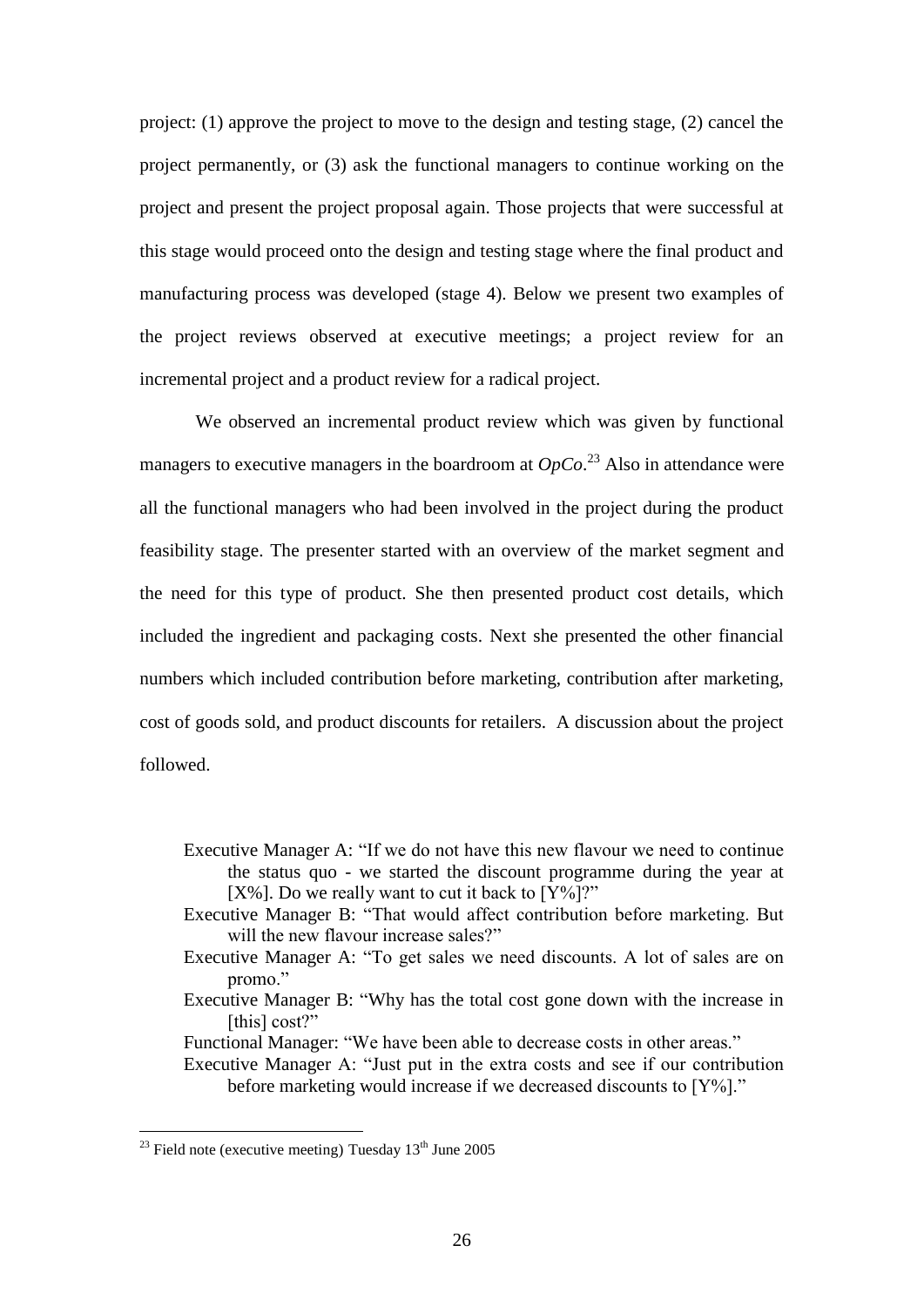project: (1) approve the project to move to the design and testing stage, (2) cancel the project permanently, or (3) ask the functional managers to continue working on the project and present the project proposal again. Those projects that were successful at this stage would proceed onto the design and testing stage where the final product and manufacturing process was developed (stage 4). Below we present two examples of the project reviews observed at executive meetings; a project review for an incremental project and a product review for a radical project.

We observed an incremental product review which was given by functional managers to executive managers in the boardroom at *OpCo*.[23] Also in attendance were all the functional managers who had been involved in the project during the product feasibility stage. The presenter started with an overview of the market segment and the need for this type of product. She then presented product cost details, which included the ingredient and packaging costs. Next she presented the other financial numbers which included contribution before marketing, contribution after marketing, cost of goods sold, and product discounts for retailers. A discussion about the project followed.

> Executive Manager A: "If we do not have this new flavour we need to continue the status quo - we started the discount programme during the year at [X%]. Do we really want to cut it back to [Y%]?"
>
> Executive Manager B: "That would affect contribution before marketing. But will the new flavour increase sales?"
>
> Executive Manager A: "To get sales we need discounts. A lot of sales are on promo."
>
> Executive Manager B: "Why has the total cost gone down with the increase in [this] cost?"
>
> Functional Manager: "We have been able to decrease costs in other areas."
>
> Executive Manager A: "Just put in the extra costs and see if our contribution before marketing would increase if we decreased discounts to [Y%]."

[23] Field note (executive meeting) Tuesday 13th June 2005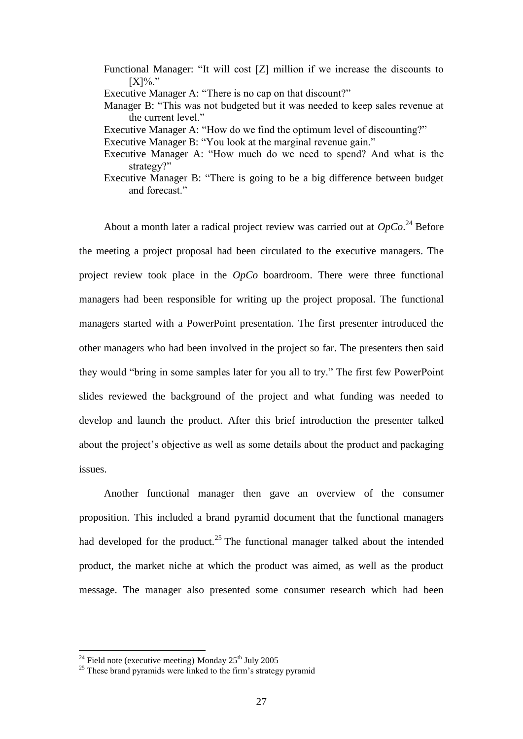Functional Manager: "It will cost [Z] million if we increase the discounts to [X]%."

Executive Manager A: "There is no cap on that discount?"

Manager B: "This was not budgeted but it was needed to keep sales revenue at the current level."

Executive Manager A: "How do we find the optimum level of discounting?"

Executive Manager B: "You look at the marginal revenue gain."

Executive Manager A: "How much do we need to spend? And what is the strategy?"

Executive Manager B: "There is going to be a big difference between budget and forecast."

About a month later a radical project review was carried out at *OpCo*.[24] Before the meeting a project proposal had been circulated to the executive managers. The project review took place in the *OpCo* boardroom. There were three functional managers had been responsible for writing up the project proposal. The functional managers started with a PowerPoint presentation. The first presenter introduced the other managers who had been involved in the project so far. The presenters then said they would "bring in some samples later for you all to try." The first few PowerPoint slides reviewed the background of the project and what funding was needed to develop and launch the product. After this brief introduction the presenter talked about the project's objective as well as some details about the product and packaging issues.

Another functional manager then gave an overview of the consumer proposition. This included a brand pyramid document that the functional managers had developed for the product.[25] The functional manager talked about the intended product, the market niche at which the product was aimed, as well as the product message. The manager also presented some consumer research which had been

[24] Field note (executive meeting) Monday 25th July 2005

[25] These brand pyramids were linked to the firm's strategy pyramid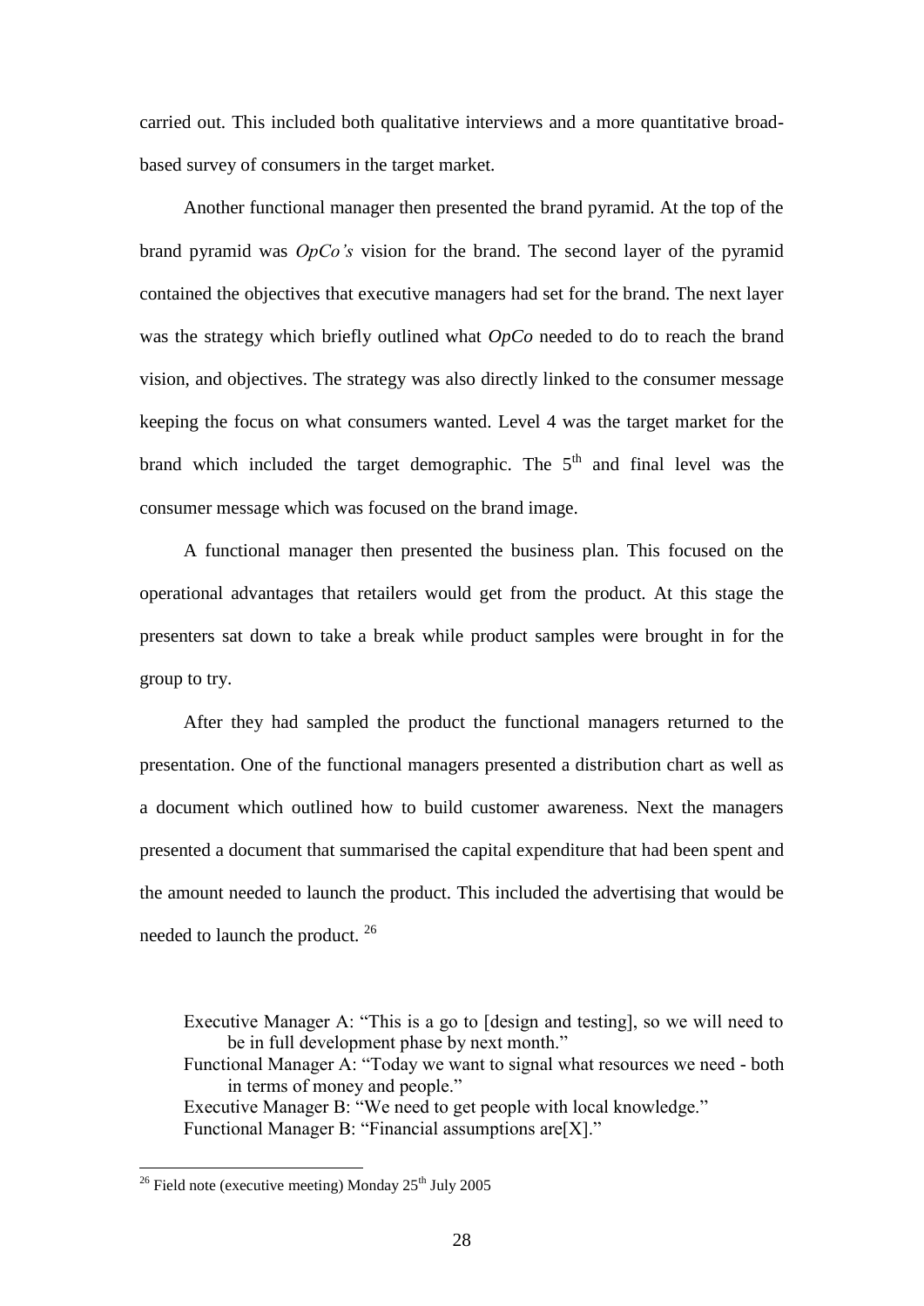carried out. This included both qualitative interviews and a more quantitative broad-based survey of consumers in the target market.

Another functional manager then presented the brand pyramid. At the top of the brand pyramid was *OpCo's* vision for the brand. The second layer of the pyramid contained the objectives that executive managers had set for the brand. The next layer was the strategy which briefly outlined what *OpCo* needed to do to reach the brand vision, and objectives. The strategy was also directly linked to the consumer message keeping the focus on what consumers wanted. Level 4 was the target market for the brand which included the target demographic. The 5th and final level was the consumer message which was focused on the brand image.

A functional manager then presented the business plan. This focused on the operational advantages that retailers would get from the product. At this stage the presenters sat down to take a break while product samples were brought in for the group to try.

After they had sampled the product the functional managers returned to the presentation. One of the functional managers presented a distribution chart as well as a document which outlined how to build customer awareness. Next the managers presented a document that summarised the capital expenditure that had been spent and the amount needed to launch the product. This included the advertising that would be needed to launch the product. [26]

> Executive Manager A: "This is a go to [design and testing], so we will need to be in full development phase by next month."
> Functional Manager A: "Today we want to signal what resources we need - both in terms of money and people."
> Executive Manager B: "We need to get people with local knowledge."
> Functional Manager B: "Financial assumptions are[X]."

[26] Field note (executive meeting) Monday 25th July 2005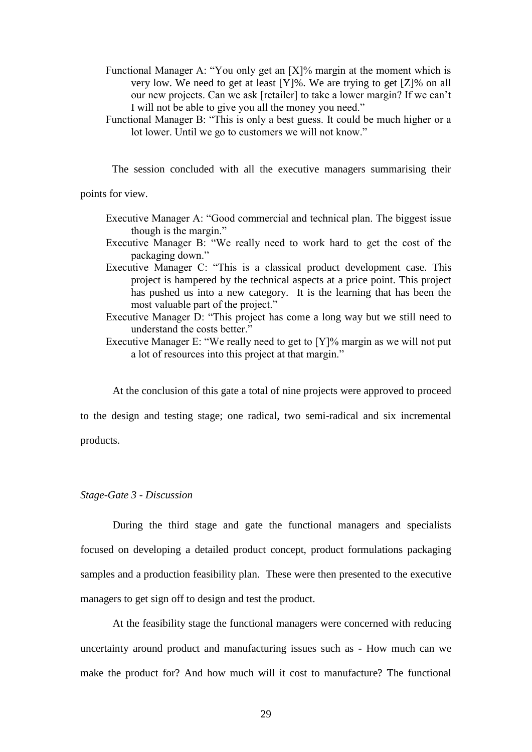Functional Manager A: "You only get an [X]% margin at the moment which is very low. We need to get at least [Y]%. We are trying to get [Z]% on all our new projects. Can we ask [retailer] to take a lower margin? If we can't I will not be able to give you all the money you need."

Functional Manager B: "This is only a best guess. It could be much higher or a lot lower. Until we go to customers we will not know."

The session concluded with all the executive managers summarising their points for view.

Executive Manager A: "Good commercial and technical plan. The biggest issue though is the margin."

Executive Manager B: "We really need to work hard to get the cost of the packaging down."

Executive Manager C: "This is a classical product development case. This project is hampered by the technical aspects at a price point. This project has pushed us into a new category. It is the learning that has been the most valuable part of the project."

Executive Manager D: "This project has come a long way but we still need to understand the costs better."

Executive Manager E: "We really need to get to [Y]% margin as we will not put a lot of resources into this project at that margin."

At the conclusion of this gate a total of nine projects were approved to proceed to the design and testing stage; one radical, two semi-radical and six incremental products.

*Stage-Gate 3 - Discussion*

During the third stage and gate the functional managers and specialists focused on developing a detailed product concept, product formulations packaging samples and a production feasibility plan. These were then presented to the executive managers to get sign off to design and test the product.

At the feasibility stage the functional managers were concerned with reducing uncertainty around product and manufacturing issues such as - How much can we make the product for? And how much will it cost to manufacture? The functional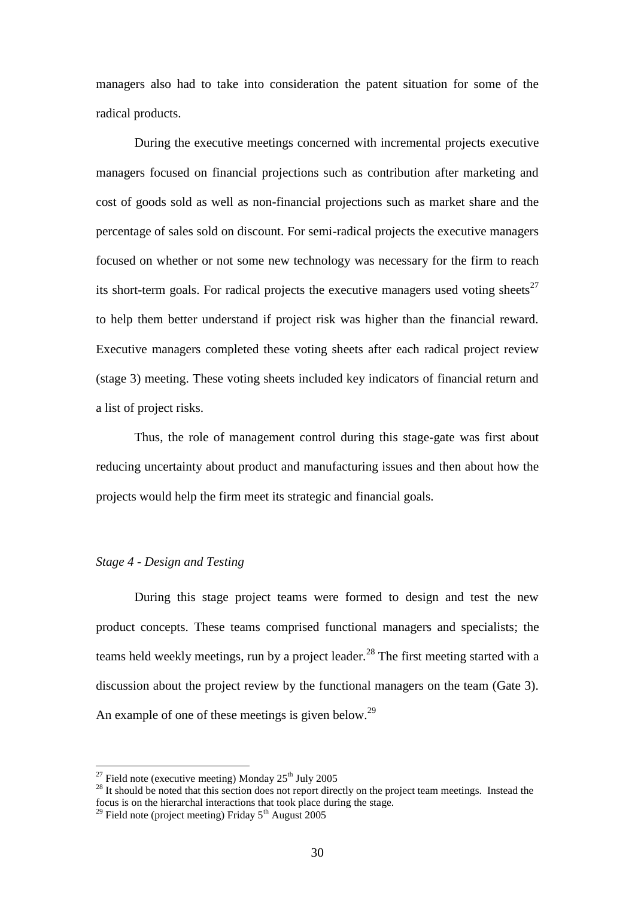managers also had to take into consideration the patent situation for some of the radical products.

During the executive meetings concerned with incremental projects executive managers focused on financial projections such as contribution after marketing and cost of goods sold as well as non-financial projections such as market share and the percentage of sales sold on discount. For semi-radical projects the executive managers focused on whether or not some new technology was necessary for the firm to reach its short-term goals. For radical projects the executive managers used voting sheets[27] to help them better understand if project risk was higher than the financial reward. Executive managers completed these voting sheets after each radical project review (stage 3) meeting. These voting sheets included key indicators of financial return and a list of project risks.

Thus, the role of management control during this stage-gate was first about reducing uncertainty about product and manufacturing issues and then about how the projects would help the firm meet its strategic and financial goals.

*Stage 4 - Design and Testing*

During this stage project teams were formed to design and test the new product concepts. These teams comprised functional managers and specialists; the teams held weekly meetings, run by a project leader.[28] The first meeting started with a discussion about the project review by the functional managers on the team (Gate 3). An example of one of these meetings is given below.[29]

---

[27] Field note (executive meeting) Monday 25th July 2005

[28] It should be noted that this section does not report directly on the project team meetings. Instead the focus is on the hierarchal interactions that took place during the stage.

[29] Field note (project meeting) Friday 5th August 2005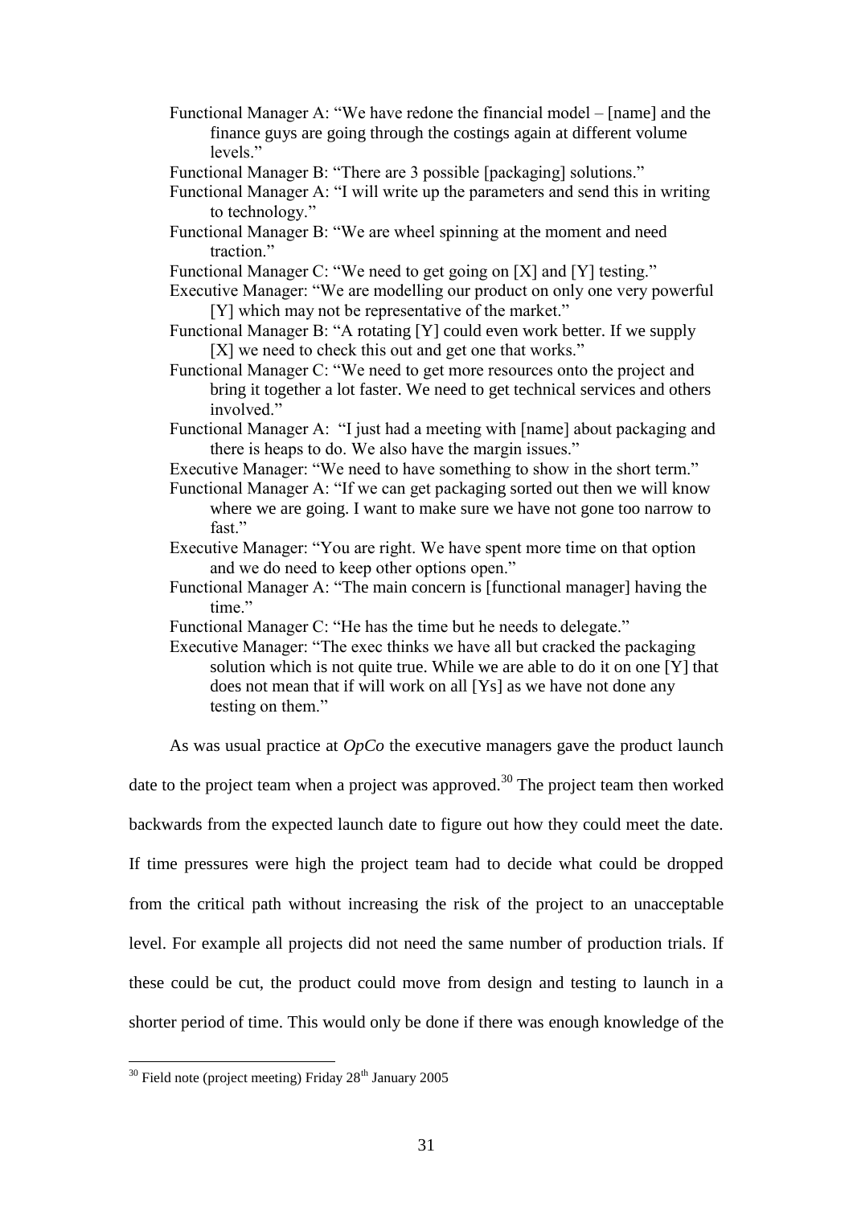Functional Manager A: "We have redone the financial model – [name] and the finance guys are going through the costings again at different volume levels."

Functional Manager B: "There are 3 possible [packaging] solutions."

Functional Manager A: "I will write up the parameters and send this in writing to technology."

Functional Manager B: "We are wheel spinning at the moment and need traction."

Functional Manager C: "We need to get going on [X] and [Y] testing."

Executive Manager: "We are modelling our product on only one very powerful [Y] which may not be representative of the market."

Functional Manager B: "A rotating [Y] could even work better. If we supply [X] we need to check this out and get one that works."

Functional Manager C: "We need to get more resources onto the project and bring it together a lot faster. We need to get technical services and others involved."

Functional Manager A: "I just had a meeting with [name] about packaging and there is heaps to do. We also have the margin issues."

Executive Manager: "We need to have something to show in the short term."

Functional Manager A: "If we can get packaging sorted out then we will know where we are going. I want to make sure we have not gone too narrow to fast."

Executive Manager: "You are right. We have spent more time on that option and we do need to keep other options open."

Functional Manager A: "The main concern is [functional manager] having the time."

Functional Manager C: "He has the time but he needs to delegate."

Executive Manager: "The exec thinks we have all but cracked the packaging solution which is not quite true. While we are able to do it on one [Y] that does not mean that if will work on all [Ys] as we have not done any testing on them."

As was usual practice at *OpCo* the executive managers gave the product launch date to the project team when a project was approved.[30] The project team then worked backwards from the expected launch date to figure out how they could meet the date. If time pressures were high the project team had to decide what could be dropped from the critical path without increasing the risk of the project to an unacceptable level. For example all projects did not need the same number of production trials. If these could be cut, the product could move from design and testing to launch in a shorter period of time. This would only be done if there was enough knowledge of the

[30] Field note (project meeting) Friday 28th January 2005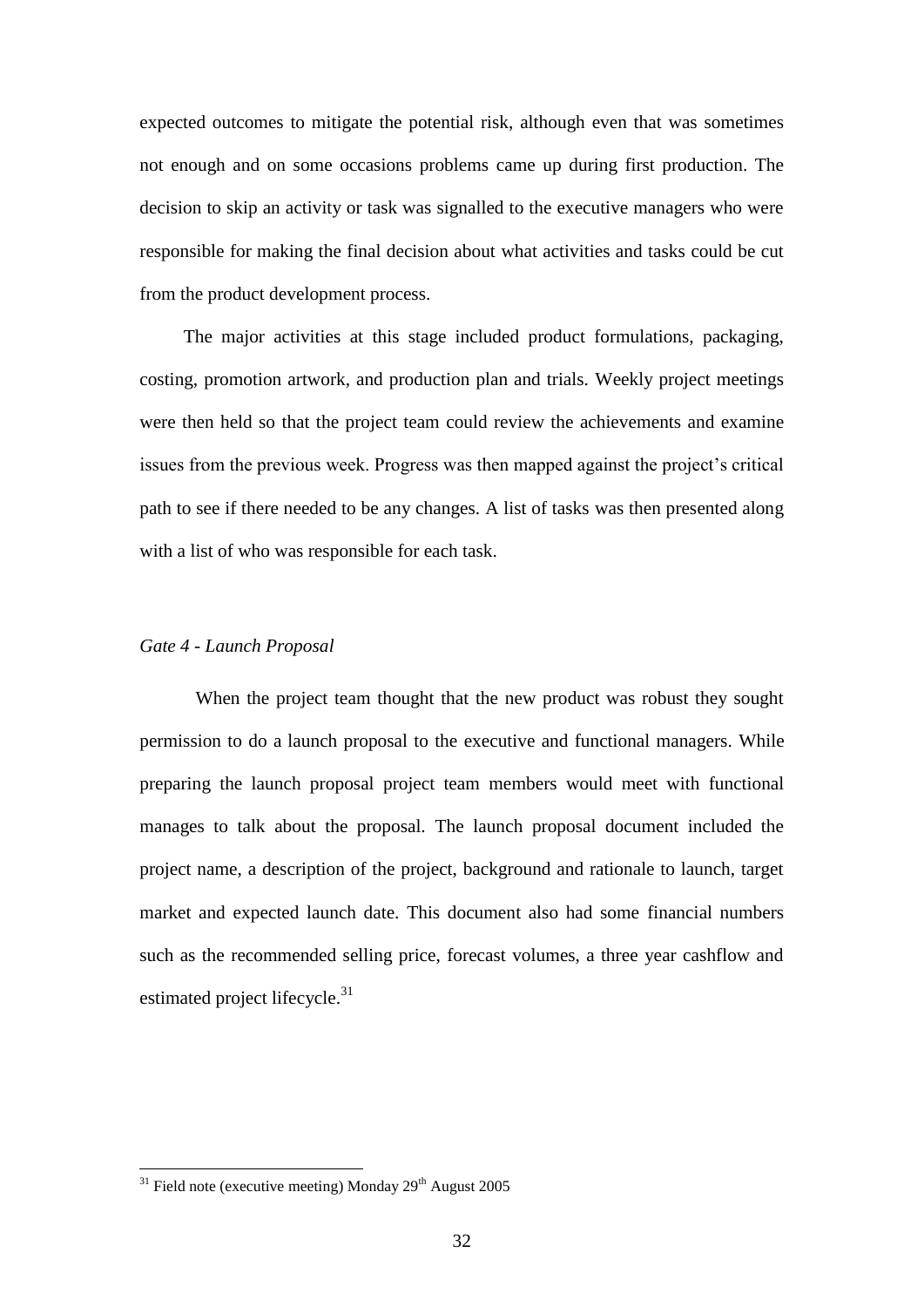expected outcomes to mitigate the potential risk, although even that was sometimes not enough and on some occasions problems came up during first production. The decision to skip an activity or task was signalled to the executive managers who were responsible for making the final decision about what activities and tasks could be cut from the product development process.

The major activities at this stage included product formulations, packaging, costing, promotion artwork, and production plan and trials. Weekly project meetings were then held so that the project team could review the achievements and examine issues from the previous week. Progress was then mapped against the project's critical path to see if there needed to be any changes. A list of tasks was then presented along with a list of who was responsible for each task.

*Gate 4 - Launch Proposal*

When the project team thought that the new product was robust they sought permission to do a launch proposal to the executive and functional managers. While preparing the launch proposal project team members would meet with functional manages to talk about the proposal. The launch proposal document included the project name, a description of the project, background and rationale to launch, target market and expected launch date. This document also had some financial numbers such as the recommended selling price, forecast volumes, a three year cashflow and estimated project lifecycle.[31]

---

[31] Field note (executive meeting) Monday 29th August 2005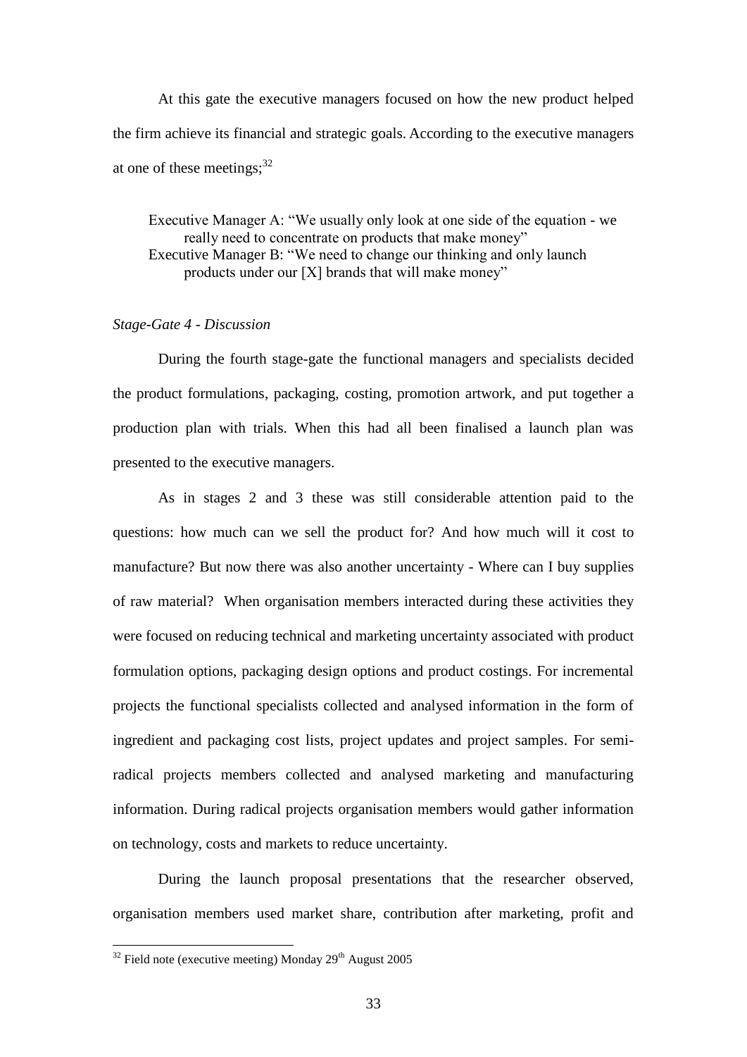At this gate the executive managers focused on how the new product helped the firm achieve its financial and strategic goals. According to the executive managers at one of these meetings;[32]

> Executive Manager A: "We usually only look at one side of the equation - we really need to concentrate on products that make money"
> Executive Manager B: "We need to change our thinking and only launch products under our [X] brands that will make money"

*Stage-Gate 4 - Discussion*

During the fourth stage-gate the functional managers and specialists decided the product formulations, packaging, costing, promotion artwork, and put together a production plan with trials. When this had all been finalised a launch plan was presented to the executive managers.

As in stages 2 and 3 these was still considerable attention paid to the questions: how much can we sell the product for? And how much will it cost to manufacture? But now there was also another uncertainty - Where can I buy supplies of raw material? When organisation members interacted during these activities they were focused on reducing technical and marketing uncertainty associated with product formulation options, packaging design options and product costings. For incremental projects the functional specialists collected and analysed information in the form of ingredient and packaging cost lists, project updates and project samples. For semi-radical projects members collected and analysed marketing and manufacturing information. During radical projects organisation members would gather information on technology, costs and markets to reduce uncertainty.

During the launch proposal presentations that the researcher observed, organisation members used market share, contribution after marketing, profit and

[32] Field note (executive meeting) Monday 29th August 2005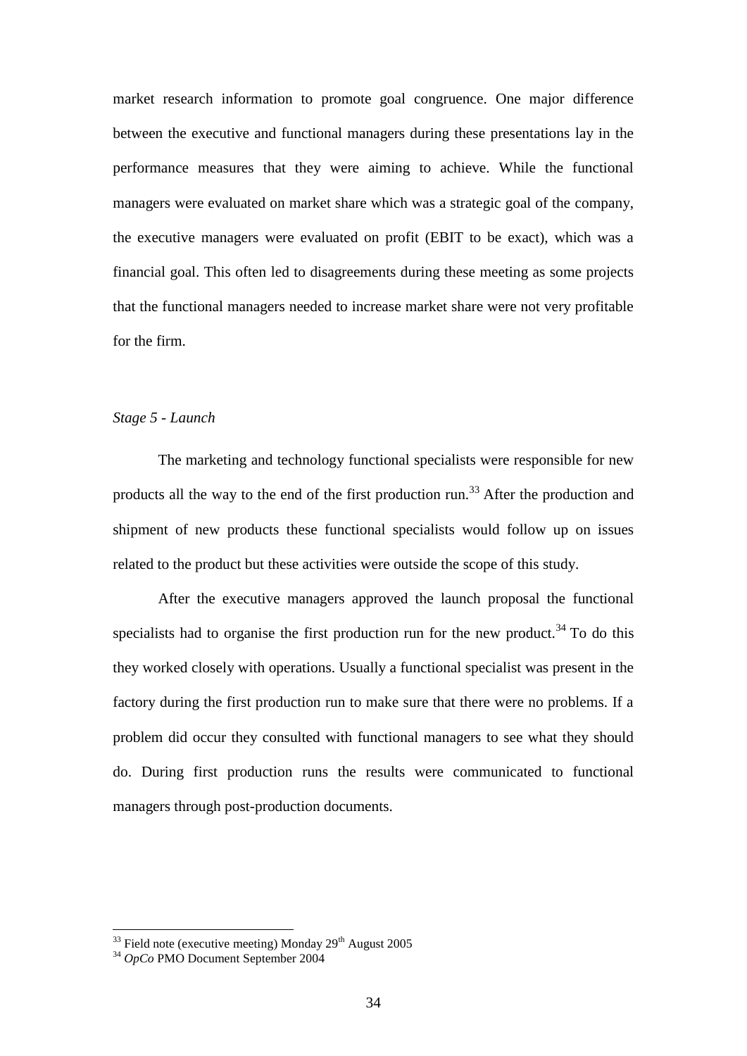market research information to promote goal congruence. One major difference between the executive and functional managers during these presentations lay in the performance measures that they were aiming to achieve. While the functional managers were evaluated on market share which was a strategic goal of the company, the executive managers were evaluated on profit (EBIT to be exact), which was a financial goal. This often led to disagreements during these meeting as some projects that the functional managers needed to increase market share were not very profitable for the firm.

*Stage 5 - Launch*

The marketing and technology functional specialists were responsible for new products all the way to the end of the first production run.[33] After the production and shipment of new products these functional specialists would follow up on issues related to the product but these activities were outside the scope of this study.

After the executive managers approved the launch proposal the functional specialists had to organise the first production run for the new product.[34] To do this they worked closely with operations. Usually a functional specialist was present in the factory during the first production run to make sure that there were no problems. If a problem did occur they consulted with functional managers to see what they should do. During first production runs the results were communicated to functional managers through post-production documents.

---

[33] Field note (executive meeting) Monday 29th August 2005

[34] *OpCo* PMO Document September 2004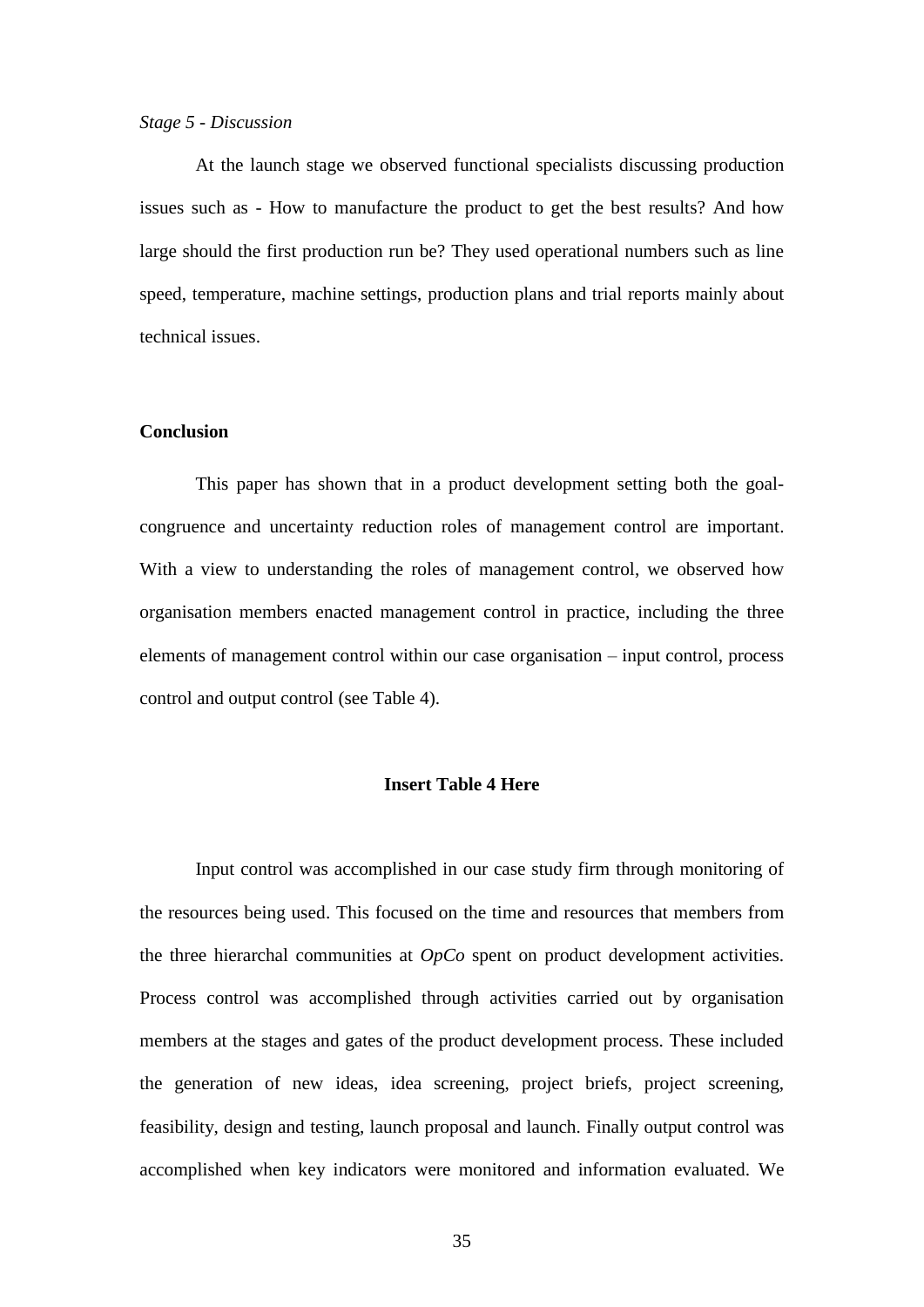*Stage 5 - Discussion*

At the launch stage we observed functional specialists discussing production issues such as - How to manufacture the product to get the best results? And how large should the first production run be? They used operational numbers such as line speed, temperature, machine settings, production plans and trial reports mainly about technical issues.

## Conclusion

This paper has shown that in a product development setting both the goal-congruence and uncertainty reduction roles of management control are important. With a view to understanding the roles of management control, we observed how organisation members enacted management control in practice, including the three elements of management control within our case organisation – input control, process control and output control (see Table 4).

**Insert Table 4 Here**

Input control was accomplished in our case study firm through monitoring of the resources being used. This focused on the time and resources that members from the three hierarchal communities at *OpCo* spent on product development activities. Process control was accomplished through activities carried out by organisation members at the stages and gates of the product development process. These included the generation of new ideas, idea screening, project briefs, project screening, feasibility, design and testing, launch proposal and launch. Finally output control was accomplished when key indicators were monitored and information evaluated. We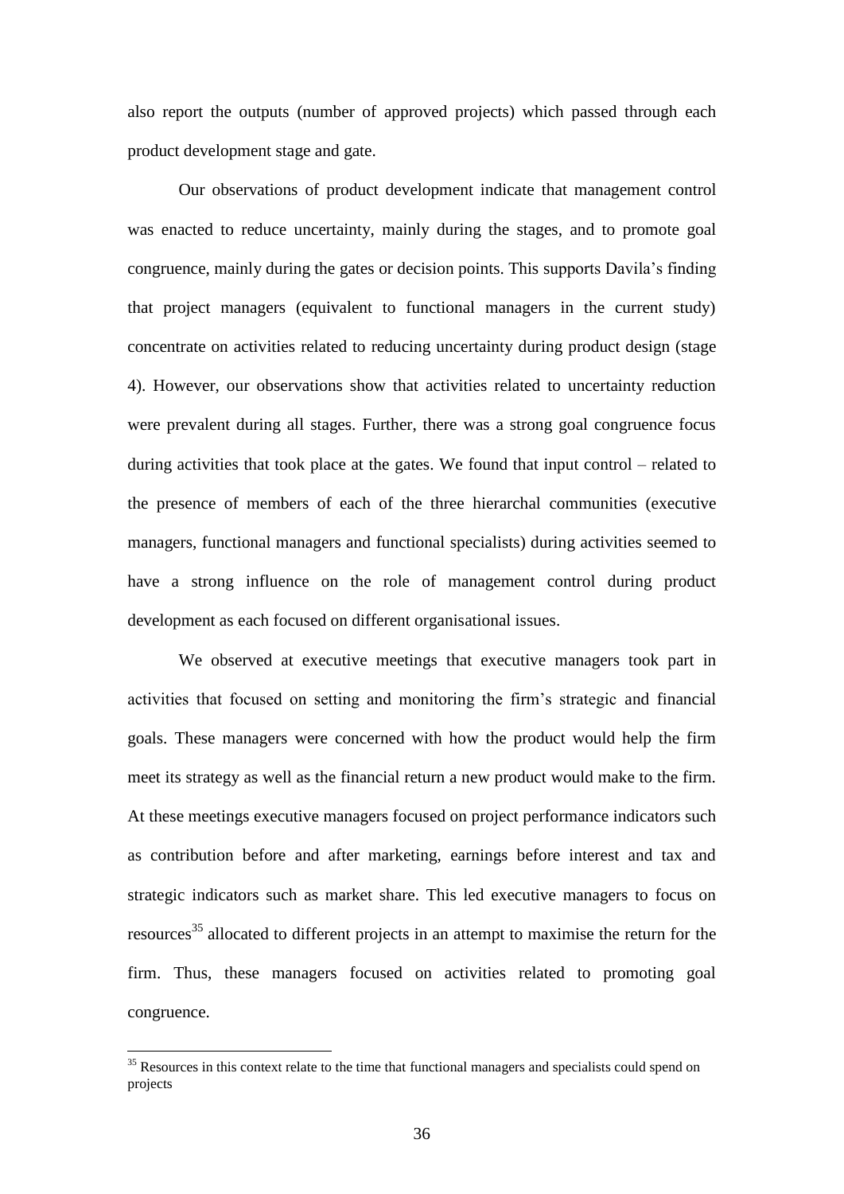also report the outputs (number of approved projects) which passed through each product development stage and gate.

Our observations of product development indicate that management control was enacted to reduce uncertainty, mainly during the stages, and to promote goal congruence, mainly during the gates or decision points. This supports Davila's finding that project managers (equivalent to functional managers in the current study) concentrate on activities related to reducing uncertainty during product design (stage 4). However, our observations show that activities related to uncertainty reduction were prevalent during all stages. Further, there was a strong goal congruence focus during activities that took place at the gates. We found that input control – related to the presence of members of each of the three hierarchal communities (executive managers, functional managers and functional specialists) during activities seemed to have a strong influence on the role of management control during product development as each focused on different organisational issues.

We observed at executive meetings that executive managers took part in activities that focused on setting and monitoring the firm's strategic and financial goals. These managers were concerned with how the product would help the firm meet its strategy as well as the financial return a new product would make to the firm. At these meetings executive managers focused on project performance indicators such as contribution before and after marketing, earnings before interest and tax and strategic indicators such as market share. This led executive managers to focus on resources[35] allocated to different projects in an attempt to maximise the return for the firm. Thus, these managers focused on activities related to promoting goal congruence.

[35] Resources in this context relate to the time that functional managers and specialists could spend on projects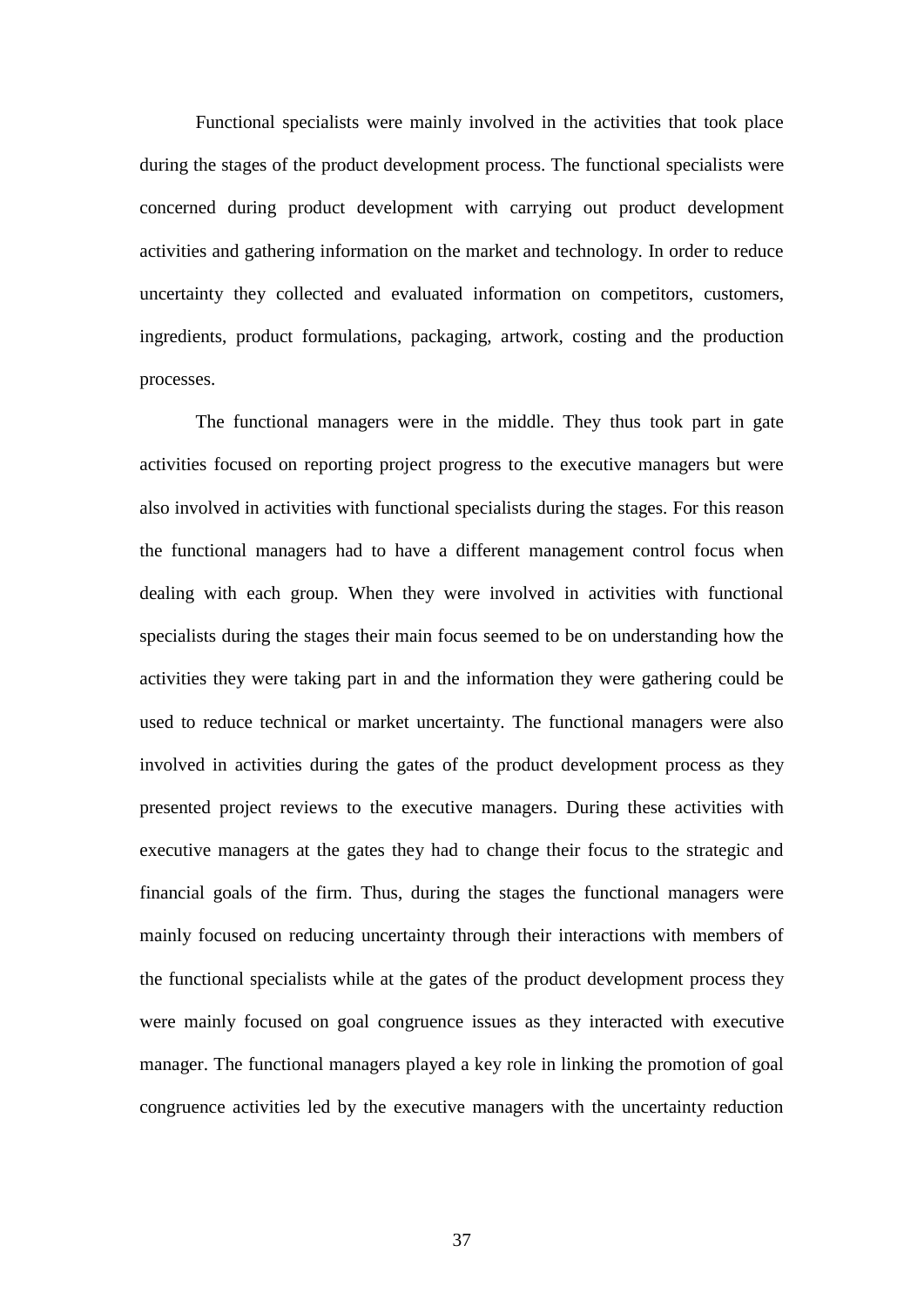Functional specialists were mainly involved in the activities that took place during the stages of the product development process. The functional specialists were concerned during product development with carrying out product development activities and gathering information on the market and technology. In order to reduce uncertainty they collected and evaluated information on competitors, customers, ingredients, product formulations, packaging, artwork, costing and the production processes.

The functional managers were in the middle. They thus took part in gate activities focused on reporting project progress to the executive managers but were also involved in activities with functional specialists during the stages. For this reason the functional managers had to have a different management control focus when dealing with each group. When they were involved in activities with functional specialists during the stages their main focus seemed to be on understanding how the activities they were taking part in and the information they were gathering could be used to reduce technical or market uncertainty. The functional managers were also involved in activities during the gates of the product development process as they presented project reviews to the executive managers. During these activities with executive managers at the gates they had to change their focus to the strategic and financial goals of the firm. Thus, during the stages the functional managers were mainly focused on reducing uncertainty through their interactions with members of the functional specialists while at the gates of the product development process they were mainly focused on goal congruence issues as they interacted with executive manager. The functional managers played a key role in linking the promotion of goal congruence activities led by the executive managers with the uncertainty reduction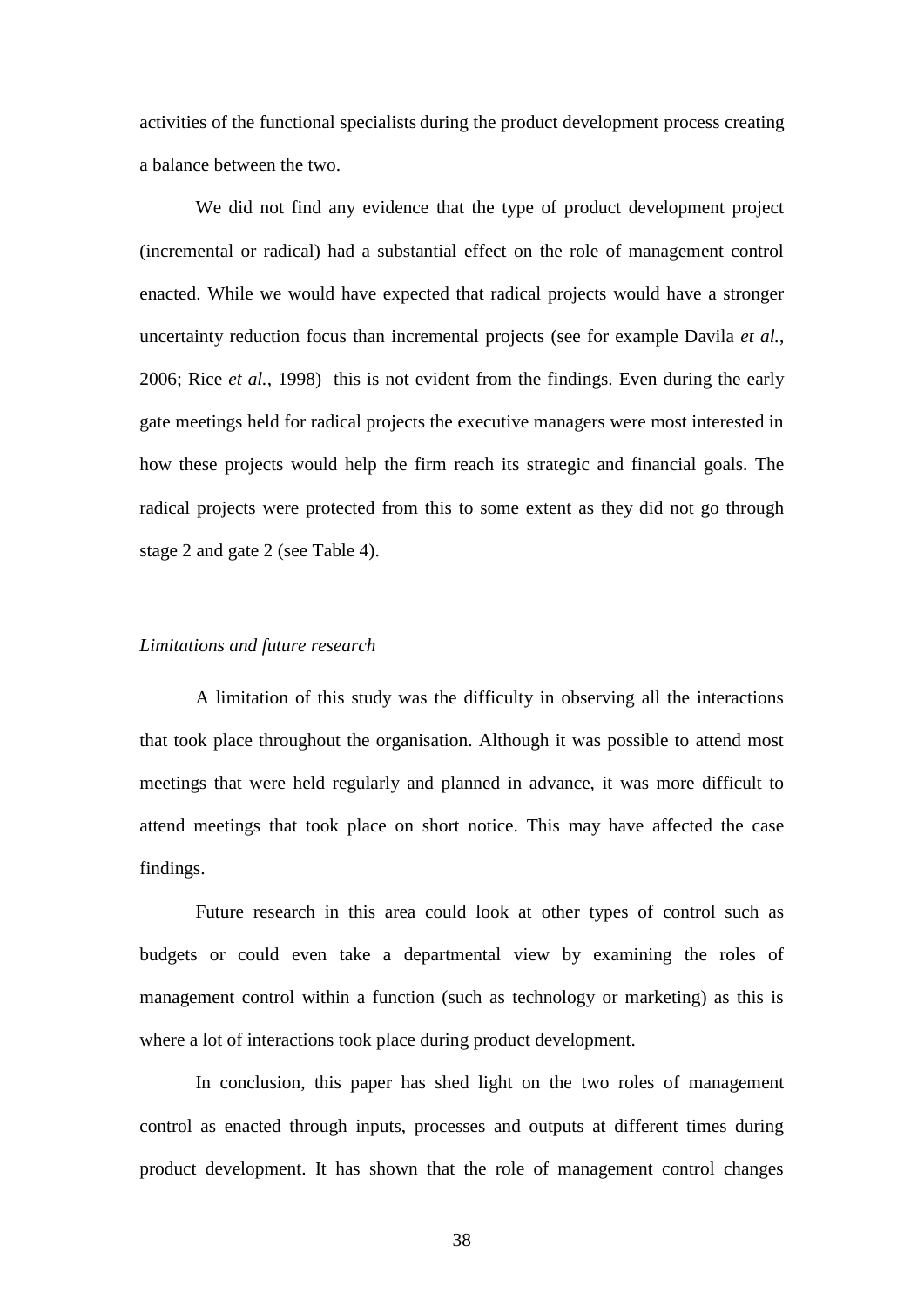activities of the functional specialists during the product development process creating a balance between the two.

We did not find any evidence that the type of product development project (incremental or radical) had a substantial effect on the role of management control enacted. While we would have expected that radical projects would have a stronger uncertainty reduction focus than incremental projects (see for example Davila *et al.*, 2006; Rice *et al.*, 1998) this is not evident from the findings. Even during the early gate meetings held for radical projects the executive managers were most interested in how these projects would help the firm reach its strategic and financial goals. The radical projects were protected from this to some extent as they did not go through stage 2 and gate 2 (see Table 4).

*Limitations and future research*

A limitation of this study was the difficulty in observing all the interactions that took place throughout the organisation. Although it was possible to attend most meetings that were held regularly and planned in advance, it was more difficult to attend meetings that took place on short notice. This may have affected the case findings.

Future research in this area could look at other types of control such as budgets or could even take a departmental view by examining the roles of management control within a function (such as technology or marketing) as this is where a lot of interactions took place during product development.

In conclusion, this paper has shed light on the two roles of management control as enacted through inputs, processes and outputs at different times during product development. It has shown that the role of management control changes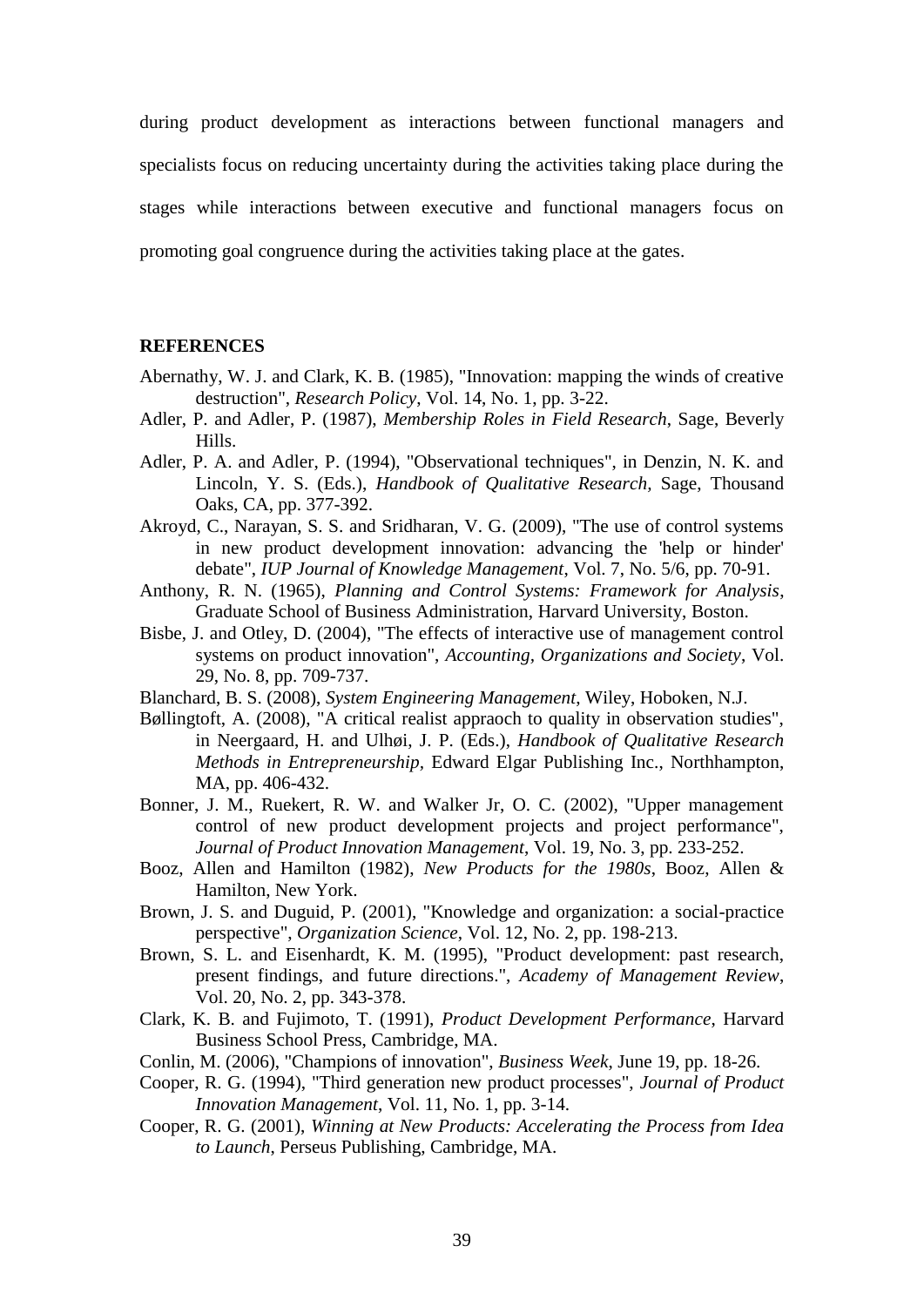during product development as interactions between functional managers and specialists focus on reducing uncertainty during the activities taking place during the stages while interactions between executive and functional managers focus on promoting goal congruence during the activities taking place at the gates.

## REFERENCES

Abernathy, W. J. and Clark, K. B. (1985), "Innovation: mapping the winds of creative destruction", *Research Policy*, Vol. 14, No. 1, pp. 3-22.

Adler, P. and Adler, P. (1987), *Membership Roles in Field Research*, Sage, Beverly Hills.

Adler, P. A. and Adler, P. (1994), "Observational techniques", in Denzin, N. K. and Lincoln, Y. S. (Eds.), *Handbook of Qualitative Research*, Sage, Thousand Oaks, CA, pp. 377-392.

Akroyd, C., Narayan, S. S. and Sridharan, V. G. (2009), "The use of control systems in new product development innovation: advancing the 'help or hinder' debate", *IUP Journal of Knowledge Management*, Vol. 7, No. 5/6, pp. 70-91.

Anthony, R. N. (1965), *Planning and Control Systems: Framework for Analysis*, Graduate School of Business Administration, Harvard University, Boston.

Bisbe, J. and Otley, D. (2004), "The effects of interactive use of management control systems on product innovation", *Accounting, Organizations and Society*, Vol. 29, No. 8, pp. 709-737.

Blanchard, B. S. (2008), *System Engineering Management*, Wiley, Hoboken, N.J.

Bøllingtoft, A. (2008), "A critical realist appraoch to quality in observation studies", in Neergaard, H. and Ulhøi, J. P. (Eds.), *Handbook of Qualitative Research Methods in Entrepreneurship*, Edward Elgar Publishing Inc., Northhampton, MA, pp. 406-432.

Bonner, J. M., Ruekert, R. W. and Walker Jr, O. C. (2002), "Upper management control of new product development projects and project performance", *Journal of Product Innovation Management*, Vol. 19, No. 3, pp. 233-252.

Booz, Allen and Hamilton (1982), *New Products for the 1980s*, Booz, Allen & Hamilton, New York.

Brown, J. S. and Duguid, P. (2001), "Knowledge and organization: a social-practice perspective", *Organization Science*, Vol. 12, No. 2, pp. 198-213.

Brown, S. L. and Eisenhardt, K. M. (1995), "Product development: past research, present findings, and future directions.", *Academy of Management Review*, Vol. 20, No. 2, pp. 343-378.

Clark, K. B. and Fujimoto, T. (1991), *Product Development Performance*, Harvard Business School Press, Cambridge, MA.

Conlin, M. (2006), "Champions of innovation", *Business Week*, June 19, pp. 18-26.

Cooper, R. G. (1994), "Third generation new product processes", *Journal of Product Innovation Management*, Vol. 11, No. 1, pp. 3-14.

Cooper, R. G. (2001), *Winning at New Products: Accelerating the Process from Idea to Launch*, Perseus Publishing, Cambridge, MA.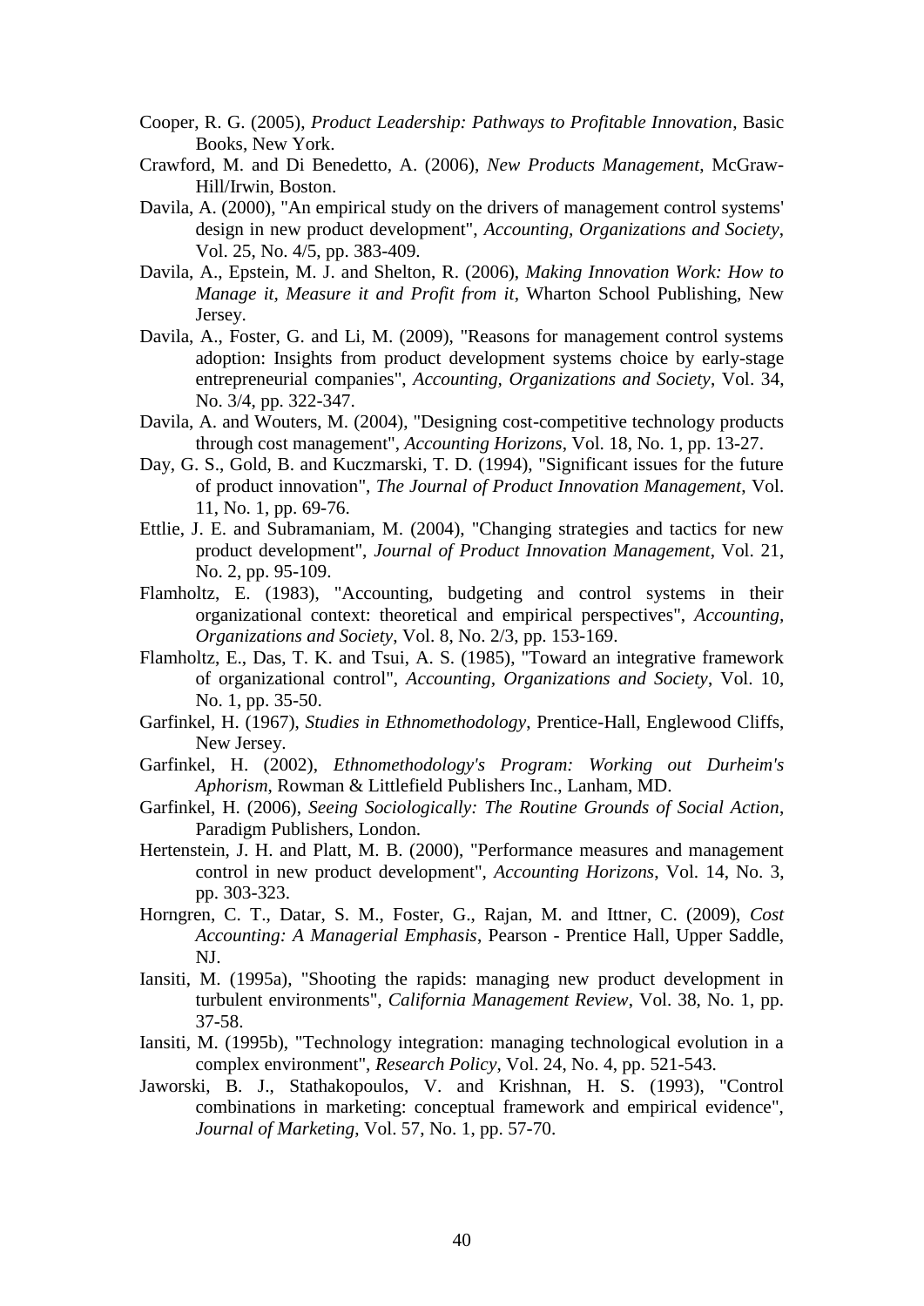Cooper, R. G. (2005), *Product Leadership: Pathways to Profitable Innovation*, Basic Books, New York.

Crawford, M. and Di Benedetto, A. (2006), *New Products Management*, McGraw-Hill/Irwin, Boston.

Davila, A. (2000), "An empirical study on the drivers of management control systems' design in new product development", *Accounting, Organizations and Society*, Vol. 25, No. 4/5, pp. 383-409.

Davila, A., Epstein, M. J. and Shelton, R. (2006), *Making Innovation Work: How to Manage it, Measure it and Profit from it*, Wharton School Publishing, New Jersey.

Davila, A., Foster, G. and Li, M. (2009), "Reasons for management control systems adoption: Insights from product development systems choice by early-stage entrepreneurial companies", *Accounting, Organizations and Society*, Vol. 34, No. 3/4, pp. 322-347.

Davila, A. and Wouters, M. (2004), "Designing cost-competitive technology products through cost management", *Accounting Horizons*, Vol. 18, No. 1, pp. 13-27.

Day, G. S., Gold, B. and Kuczmarski, T. D. (1994), "Significant issues for the future of product innovation", *The Journal of Product Innovation Management*, Vol. 11, No. 1, pp. 69-76.

Ettlie, J. E. and Subramaniam, M. (2004), "Changing strategies and tactics for new product development", *Journal of Product Innovation Management*, Vol. 21, No. 2, pp. 95-109.

Flamholtz, E. (1983), "Accounting, budgeting and control systems in their organizational context: theoretical and empirical perspectives", *Accounting, Organizations and Society*, Vol. 8, No. 2/3, pp. 153-169.

Flamholtz, E., Das, T. K. and Tsui, A. S. (1985), "Toward an integrative framework of organizational control", *Accounting, Organizations and Society*, Vol. 10, No. 1, pp. 35-50.

Garfinkel, H. (1967), *Studies in Ethnomethodology*, Prentice-Hall, Englewood Cliffs, New Jersey.

Garfinkel, H. (2002), *Ethnomethodology's Program: Working out Durheim's Aphorism*, Rowman & Littlefield Publishers Inc., Lanham, MD.

Garfinkel, H. (2006), *Seeing Sociologically: The Routine Grounds of Social Action*, Paradigm Publishers, London.

Hertenstein, J. H. and Platt, M. B. (2000), "Performance measures and management control in new product development", *Accounting Horizons*, Vol. 14, No. 3, pp. 303-323.

Horngren, C. T., Datar, S. M., Foster, G., Rajan, M. and Ittner, C. (2009), *Cost Accounting: A Managerial Emphasis*, Pearson - Prentice Hall, Upper Saddle, NJ.

Iansiti, M. (1995a), "Shooting the rapids: managing new product development in turbulent environments", *California Management Review*, Vol. 38, No. 1, pp. 37-58.

Iansiti, M. (1995b), "Technology integration: managing technological evolution in a complex environment", *Research Policy*, Vol. 24, No. 4, pp. 521-543.

Jaworski, B. J., Stathakopoulos, V. and Krishnan, H. S. (1993), "Control combinations in marketing: conceptual framework and empirical evidence", *Journal of Marketing*, Vol. 57, No. 1, pp. 57-70.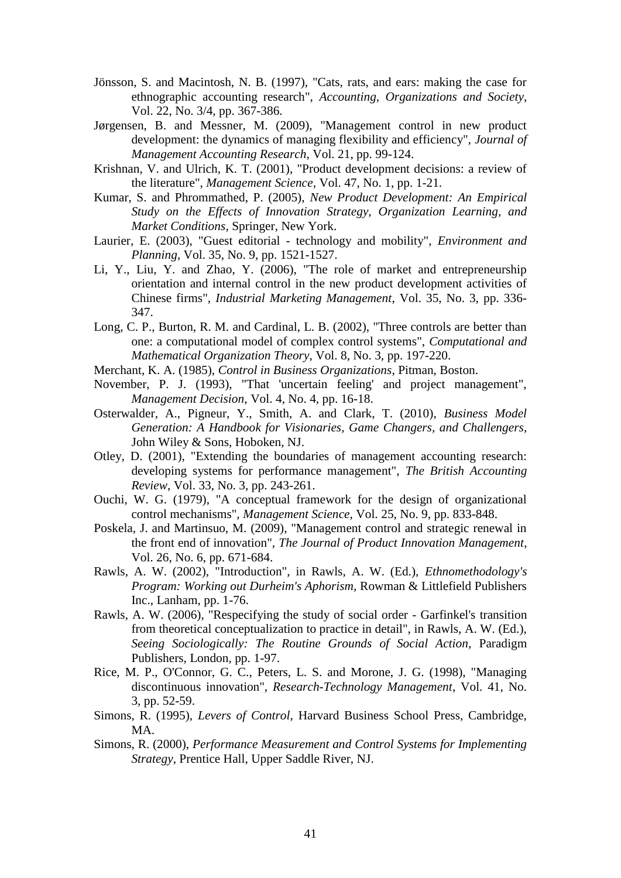Jönsson, S. and Macintosh, N. B. (1997), "Cats, rats, and ears: making the case for ethnographic accounting research", *Accounting, Organizations and Society*, Vol. 22, No. 3/4, pp. 367-386.

Jørgensen, B. and Messner, M. (2009), "Management control in new product development: the dynamics of managing flexibility and efficiency", *Journal of Management Accounting Research*, Vol. 21, pp. 99-124.

Krishnan, V. and Ulrich, K. T. (2001), "Product development decisions: a review of the literature", *Management Science*, Vol. 47, No. 1, pp. 1-21.

Kumar, S. and Phrommathed, P. (2005), *New Product Development: An Empirical Study on the Effects of Innovation Strategy, Organization Learning, and Market Conditions*, Springer, New York.

Laurier, E. (2003), "Guest editorial - technology and mobility", *Environment and Planning*, Vol. 35, No. 9, pp. 1521-1527.

Li, Y., Liu, Y. and Zhao, Y. (2006), "The role of market and entrepreneurship orientation and internal control in the new product development activities of Chinese firms", *Industrial Marketing Management*, Vol. 35, No. 3, pp. 336-347.

Long, C. P., Burton, R. M. and Cardinal, L. B. (2002), "Three controls are better than one: a computational model of complex control systems", *Computational and Mathematical Organization Theory*, Vol. 8, No. 3, pp. 197-220.

Merchant, K. A. (1985), *Control in Business Organizations*, Pitman, Boston.

November, P. J. (1993), "That 'uncertain feeling' and project management", *Management Decision*, Vol. 4, No. 4, pp. 16-18.

Osterwalder, A., Pigneur, Y., Smith, A. and Clark, T. (2010), *Business Model Generation: A Handbook for Visionaries, Game Changers, and Challengers*, John Wiley & Sons, Hoboken, NJ.

Otley, D. (2001), "Extending the boundaries of management accounting research: developing systems for performance management", *The British Accounting Review*, Vol. 33, No. 3, pp. 243-261.

Ouchi, W. G. (1979), "A conceptual framework for the design of organizational control mechanisms", *Management Science*, Vol. 25, No. 9, pp. 833-848.

Poskela, J. and Martinsuo, M. (2009), "Management control and strategic renewal in the front end of innovation", *The Journal of Product Innovation Management*, Vol. 26, No. 6, pp. 671-684.

Rawls, A. W. (2002), "Introduction", in Rawls, A. W. (Ed.), *Ethnomethodology's Program: Working out Durheim's Aphorism*, Rowman & Littlefield Publishers Inc., Lanham, pp. 1-76.

Rawls, A. W. (2006), "Respecifying the study of social order - Garfinkel's transition from theoretical conceptualization to practice in detail", in Rawls, A. W. (Ed.), *Seeing Sociologically: The Routine Grounds of Social Action*, Paradigm Publishers, London, pp. 1-97.

Rice, M. P., O'Connor, G. C., Peters, L. S. and Morone, J. G. (1998), "Managing discontinuous innovation", *Research-Technology Management*, Vol. 41, No. 3, pp. 52-59.

Simons, R. (1995), *Levers of Control*, Harvard Business School Press, Cambridge, MA.

Simons, R. (2000), *Performance Measurement and Control Systems for Implementing Strategy*, Prentice Hall, Upper Saddle River, NJ.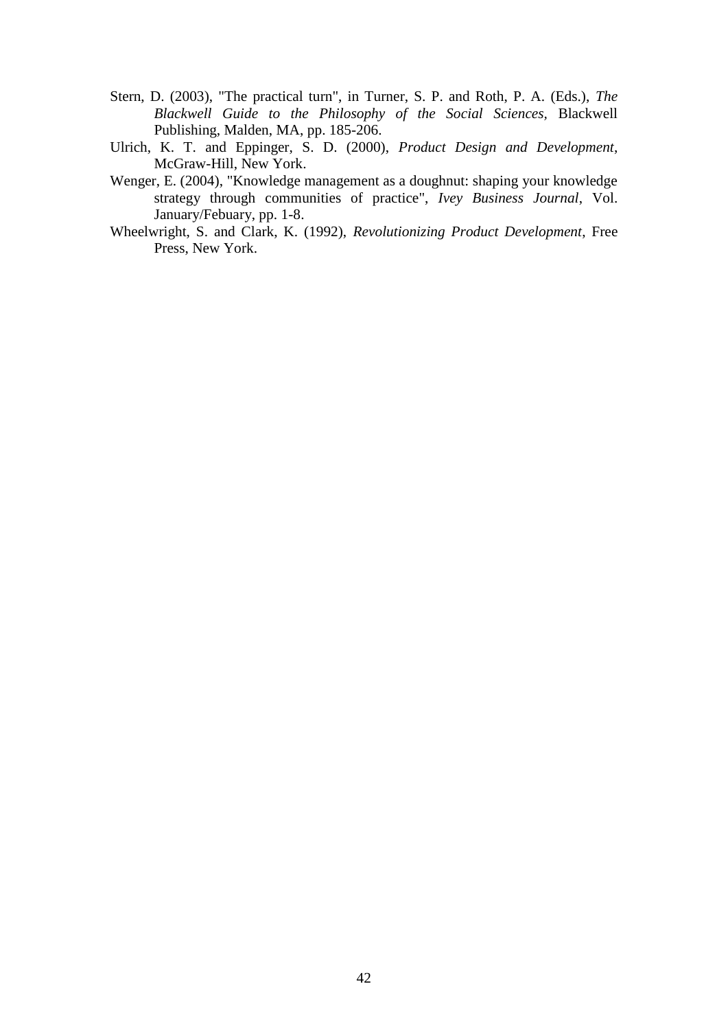Stern, D. (2003), "The practical turn", in Turner, S. P. and Roth, P. A. (Eds.), *The Blackwell Guide to the Philosophy of the Social Sciences*, Blackwell Publishing, Malden, MA, pp. 185-206.

Ulrich, K. T. and Eppinger, S. D. (2000), *Product Design and Development*, McGraw-Hill, New York.

Wenger, E. (2004), "Knowledge management as a doughnut: shaping your knowledge strategy through communities of practice", *Ivey Business Journal*, Vol. January/Febuary, pp. 1-8.

Wheelwright, S. and Clark, K. (1992), *Revolutionizing Product Development*, Free Press, New York.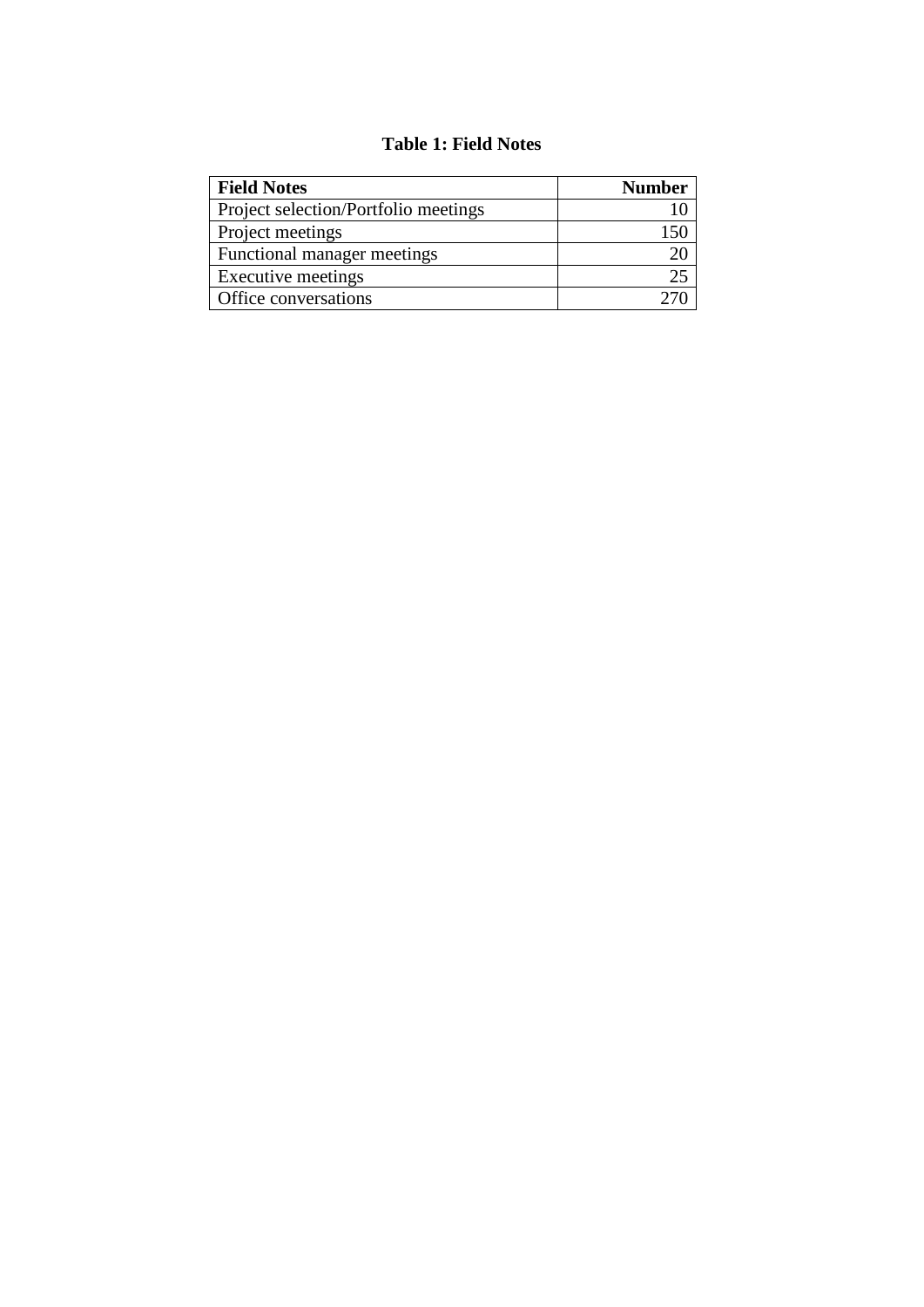**Table 1: Field Notes**

| **Field Notes** | **Number** |
|---|---|
| Project selection/Portfolio meetings | 10 |
| Project meetings | 150 |
| Functional manager meetings | 20 |
| Executive meetings | 25 |
| Office conversations | 270 |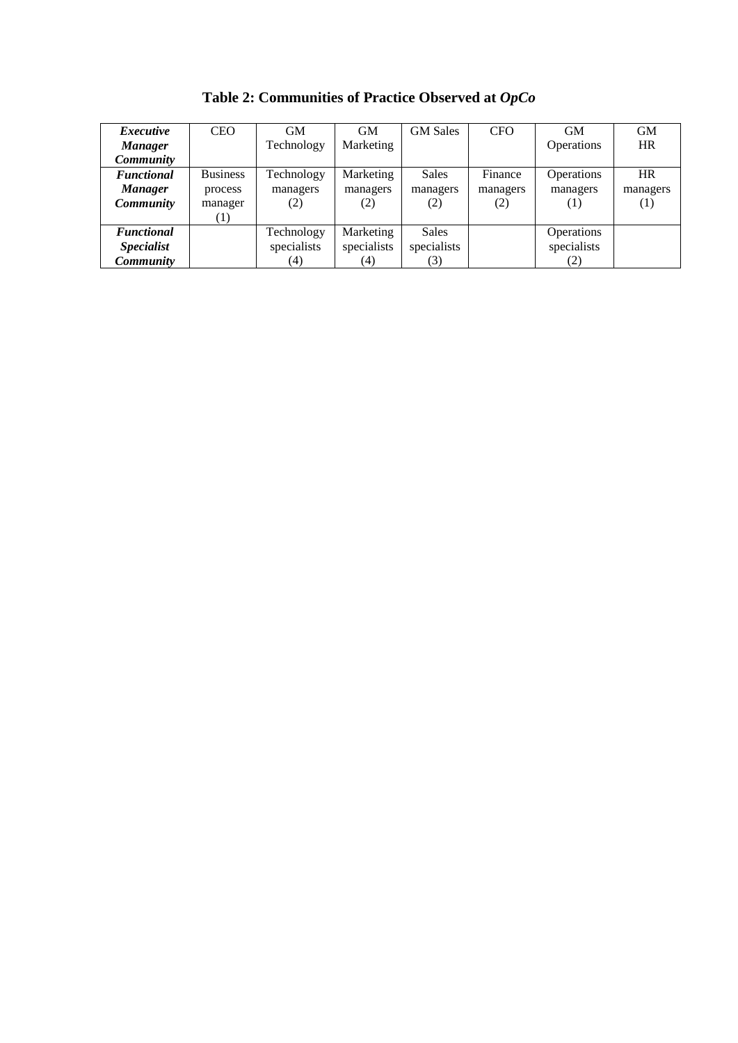# Table 2: Communities of Practice Observed at *OpCo*

| ***Executive Manager Community*** | CEO | GM Technology | GM Marketing | GM Sales | CFO | GM Operations | GM HR |
|---|---|---|---|---|---|---|---|
| ***Functional Manager Community*** | Business process manager (1) | Technology managers (2) | Marketing managers (2) | Sales managers (2) | Finance managers (2) | Operations managers (1) | HR managers (1) |
| ***Functional Specialist Community*** | | Technology specialists (4) | Marketing specialists (4) | Sales specialists (3) | | Operations specialists (2) | |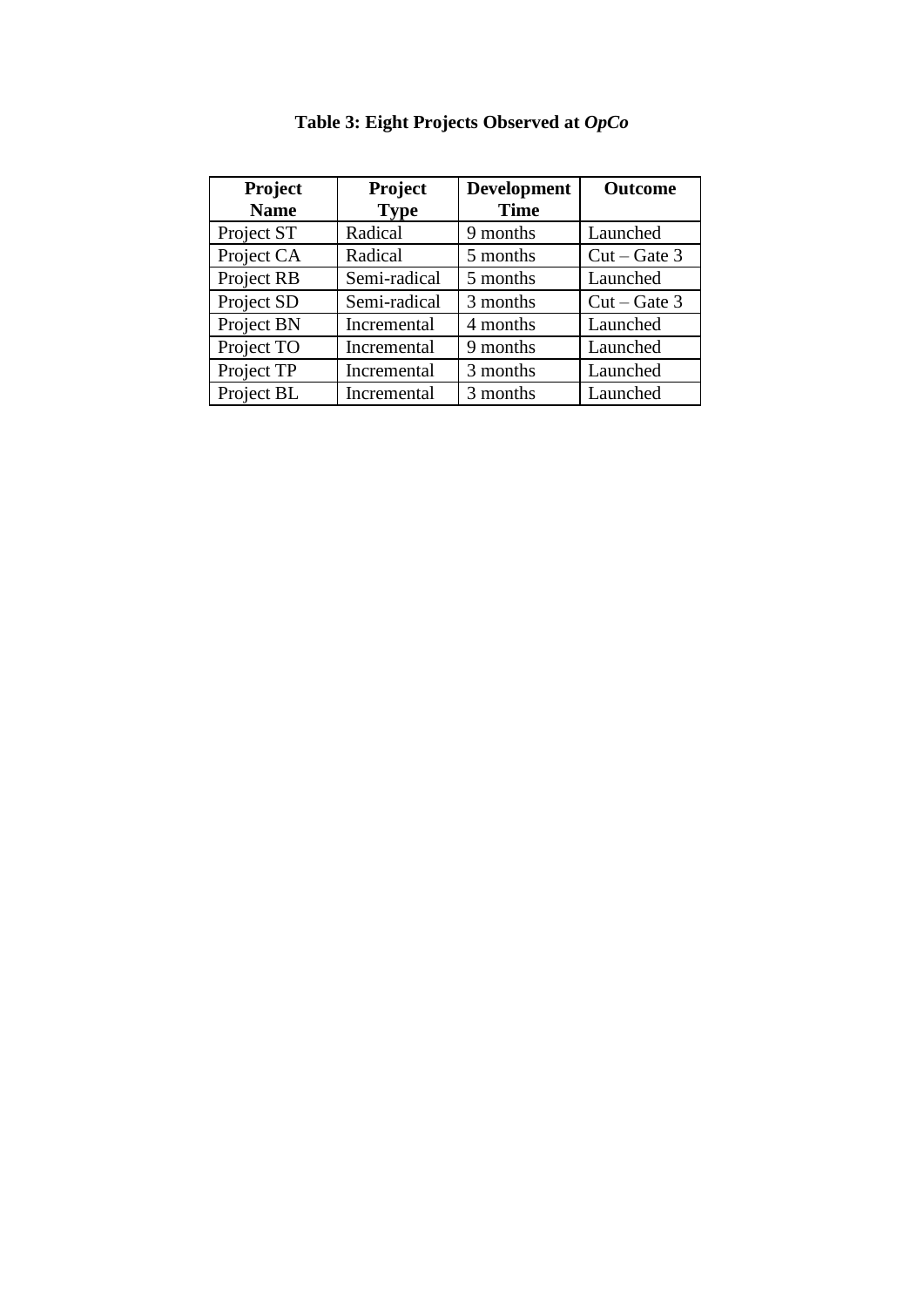**Table 3: Eight Projects Observed at *OpCo***

| Project Name | Project Type | Development Time | Outcome |
|---|---|---|---|
| Project ST | Radical | 9 months | Launched |
| Project CA | Radical | 5 months | Cut – Gate 3 |
| Project RB | Semi-radical | 5 months | Launched |
| Project SD | Semi-radical | 3 months | Cut – Gate 3 |
| Project BN | Incremental | 4 months | Launched |
| Project TO | Incremental | 9 months | Launched |
| Project TP | Incremental | 3 months | Launched |
| Project BL | Incremental | 3 months | Launched |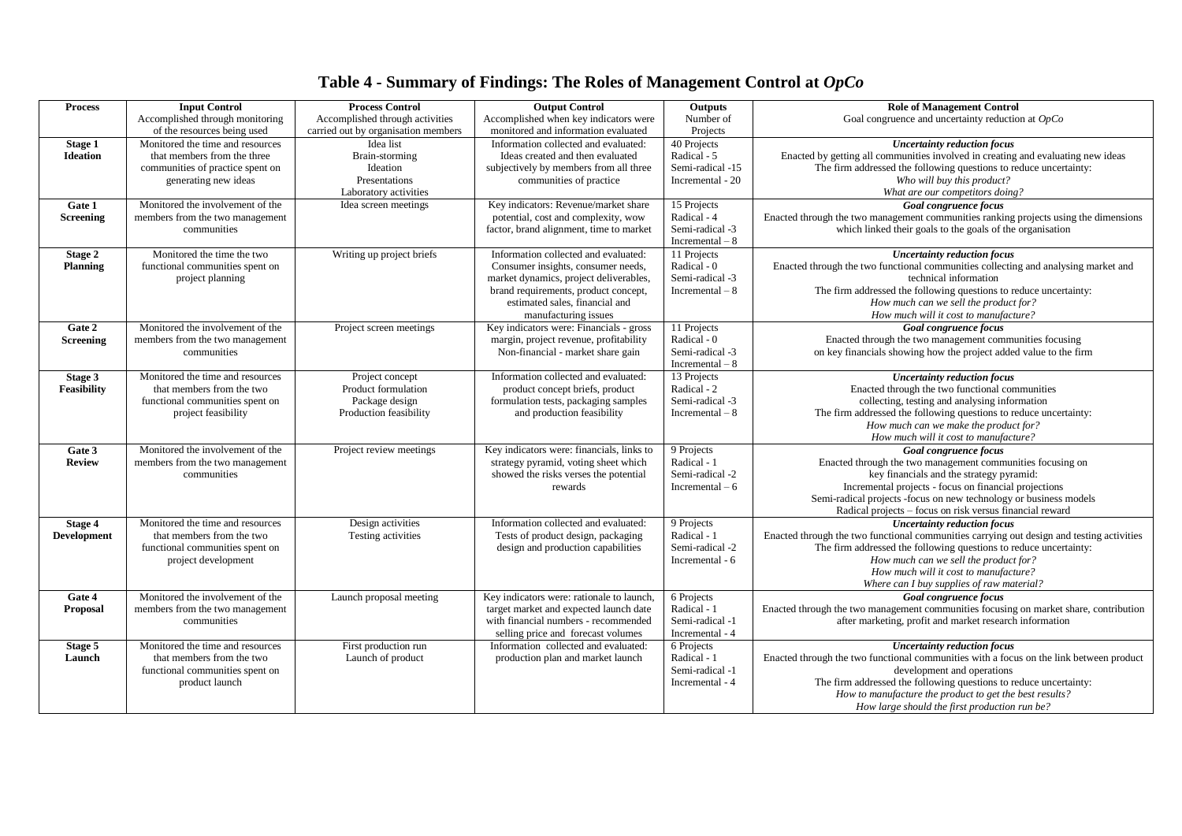# Table 4 - Summary of Findings: The Roles of Management Control at *OpCo*

| Process | Input Control<br>Accomplished through monitoring of the resources being used | Process Control<br>Accomplished through activities carried out by organisation members | Output Control<br>Accomplished when key indicators were monitored and information evaluated | Outputs<br>Number of Projects | Role of Management Control<br>Goal congruence and uncertainty reduction at *OpCo* |
|---|---|---|---|---|---|
| **Stage 1 Ideation** | Monitored the time and resources that members from the three communities of practice spent on generating new ideas | Idea list<br>Brain-storming<br>Ideation<br>Presentations<br>Laboratory activities | Information collected and evaluated: Ideas created and then evaluated subjectively by members from all three communities of practice | 40 Projects<br>Radical - 5<br>Semi-radical -15<br>Incremental - 20 | ***Uncertainty reduction focus***<br>Enacted by getting all communities involved in creating and evaluating new ideas<br>The firm addressed the following questions to reduce uncertainty:<br>*Who will buy this product?*<br>*What are our competitors doing?* |
| **Gate 1 Screening** | Monitored the involvement of the members from the two management communities | Idea screen meetings | Key indicators: Revenue/market share potential, cost and complexity, wow factor, brand alignment, time to market | 15 Projects<br>Radical - 4<br>Semi-radical -3<br>Incremental – 8 | ***Goal congruence focus***<br>Enacted through the two management communities ranking projects using the dimensions which linked their goals to the goals of the organisation |
| **Stage 2 Planning** | Monitored the time the two functional communities spent on project planning | Writing up project briefs | Information collected and evaluated: Consumer insights, consumer needs, market dynamics, project deliverables, brand requirements, product concept, estimated sales, financial and manufacturing issues | 11 Projects<br>Radical - 0<br>Semi-radical -3<br>Incremental – 8 | ***Uncertainty reduction focus***<br>Enacted through the two functional communities collecting and analysing market and technical information<br>The firm addressed the following questions to reduce uncertainty:<br>*How much can we sell the product for?*<br>*How much will it cost to manufacture?* |
| **Gate 2 Screening** | Monitored the involvement of the members from the two management communities | Project screen meetings | Key indicators were: Financials - gross margin, project revenue, profitability<br>Non-financial - market share gain | 11 Projects<br>Radical - 0<br>Semi-radical -3<br>Incremental – 8 | ***Goal congruence focus***<br>Enacted through the two management communities focusing on key financials showing how the project added value to the firm |
| **Stage 3 Feasibility** | Monitored the time and resources that members from the two functional communities spent on project feasibility | Project concept<br>Product formulation<br>Package design<br>Production feasibility | Information collected and evaluated: product concept briefs, product formulation tests, packaging samples and production feasibility | 13 Projects<br>Radical - 2<br>Semi-radical -3<br>Incremental – 8 | ***Uncertainty reduction focus***<br>Enacted through the two functional communities collecting, testing and analysing information<br>The firm addressed the following questions to reduce uncertainty:<br>*How much can we make the product for?*<br>*How much will it cost to manufacture?* |
| **Gate 3 Review** | Monitored the involvement of the members from the two management communities | Project review meetings | Key indicators were: financials, links to strategy pyramid, voting sheet which showed the risks verses the potential rewards | 9 Projects<br>Radical - 1<br>Semi-radical -2<br>Incremental – 6 | ***Goal congruence focus***<br>Enacted through the two management communities focusing on key financials and the strategy pyramid:<br>Incremental projects - focus on financial projections<br>Semi-radical projects -focus on new technology or business models<br>Radical projects – focus on risk versus financial reward |
| **Stage 4 Development** | Monitored the time and resources that members from the two functional communities spent on project development | Design activities<br>Testing activities | Information collected and evaluated: Tests of product design, packaging design and production capabilities | 9 Projects<br>Radical - 1<br>Semi-radical -2<br>Incremental - 6 | ***Uncertainty reduction focus***<br>Enacted through the two functional communities carrying out design and testing activities<br>The firm addressed the following questions to reduce uncertainty:<br>*How much can we sell the product for?*<br>*How much will it cost to manufacture?*<br>*Where can I buy supplies of raw material?* |
| **Gate 4 Proposal** | Monitored the involvement of the members from the two management communities | Launch proposal meeting | Key indicators were: rationale to launch, target market and expected launch date with financial numbers - recommended selling price and forecast volumes | 6 Projects<br>Radical - 1<br>Semi-radical -1<br>Incremental - 4 | ***Goal congruence focus***<br>Enacted through the two management communities focusing on market share, contribution after marketing, profit and market research information |
| **Stage 5 Launch** | Monitored the time and resources that members from the two functional communities spent on product launch | First production run<br>Launch of product | Information collected and evaluated: production plan and market launch | 6 Projects<br>Radical - 1<br>Semi-radical -1<br>Incremental - 4 | ***Uncertainty reduction focus***<br>Enacted through the two functional communities with a focus on the link between product development and operations<br>The firm addressed the following questions to reduce uncertainty:<br>*How to manufacture the product to get the best results?*<br>*How large should the first production run be?* |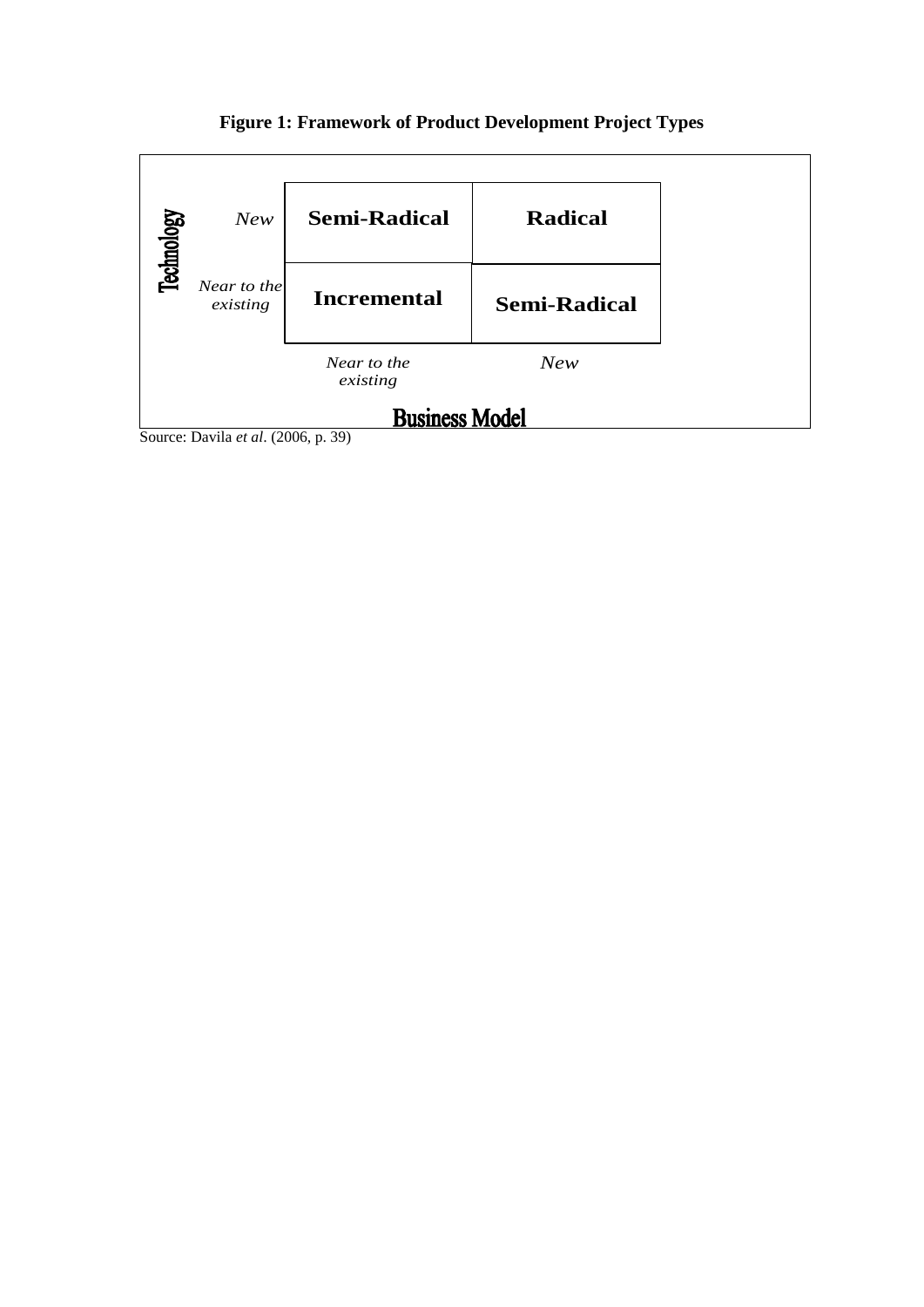**Figure 1: Framework of Product Development Project Types**

| Technology | | Business Model: *Near to the existing* | Business Model: *New* |
|---|---|---|---|
| | *New* | **Semi-Radical** | **Radical** |
| | *Near to the existing* | **Incremental** | **Semi-Radical** |

Source: Davila *et al*. (2006, p. 39)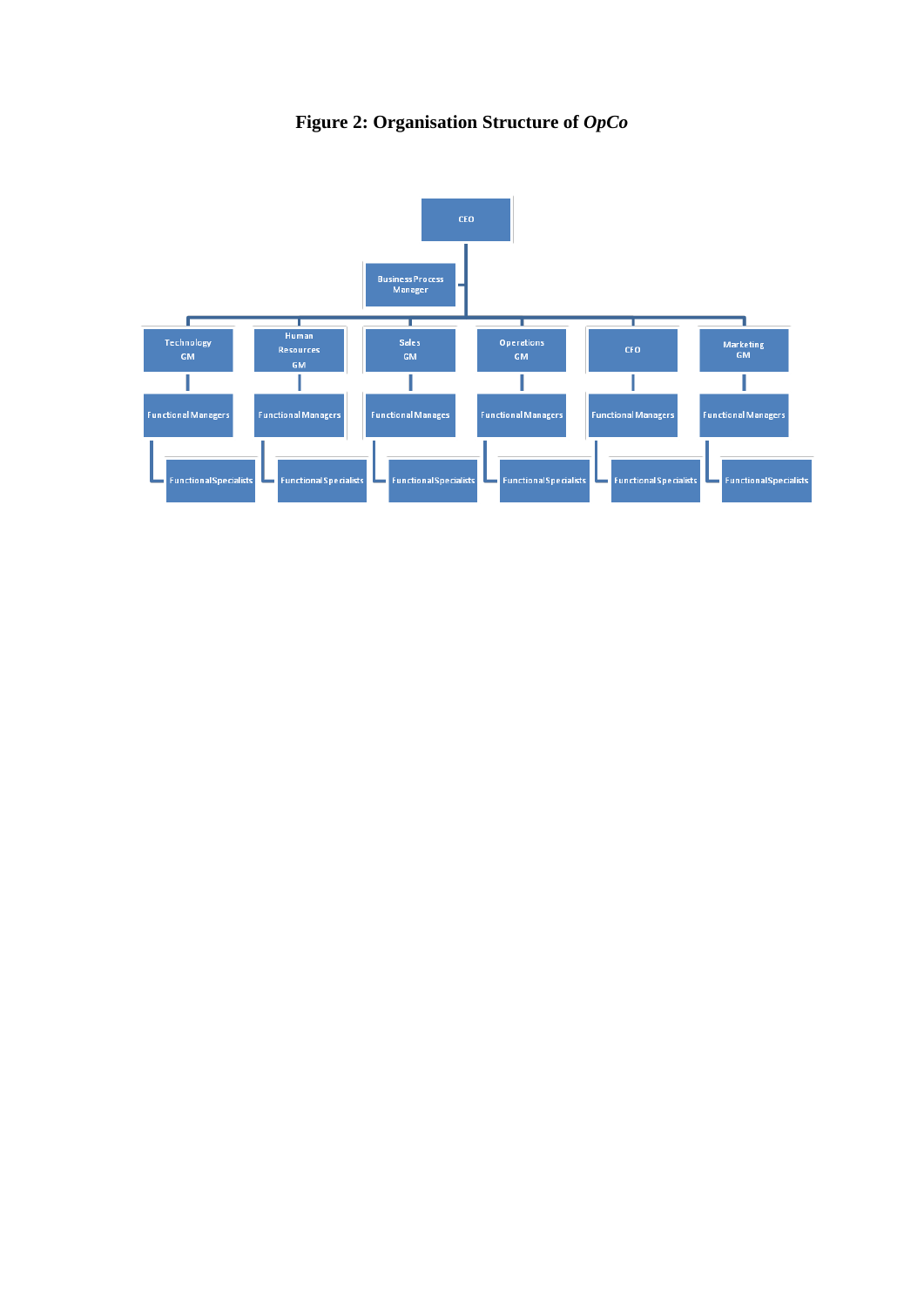**Figure 2: Organisation Structure of *OpCo***

- CEO
  - Business Process Manager
  - Technology GM
    - Functional Managers
      - Functional Specialists
  - Human Resources GM
    - Functional Managers
      - Functional Specialists
  - Sales GM
    - Functional Manages
      - Functional Specialists
  - Operations GM
    - Functional Managers
      - Functional Specialists
  - CFO
    - Functional Managers
      - Functional Specialists
  - Marketing GM
    - Functional Managers
      - Functional Specialists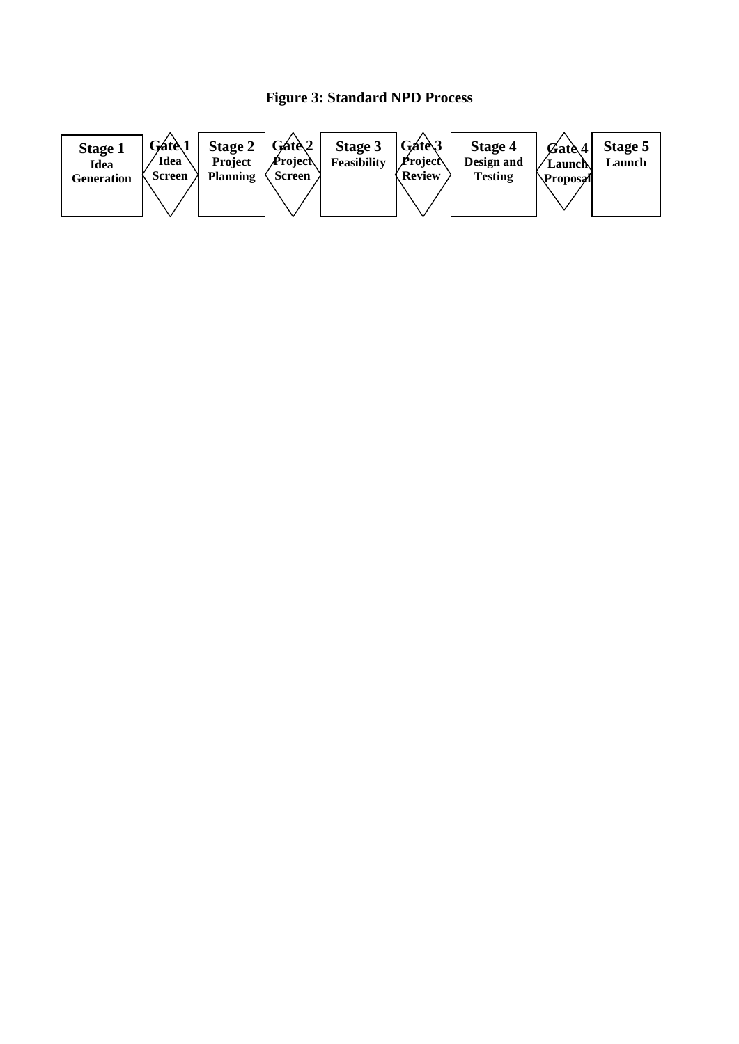**Figure 3: Standard NPD Process**

Stage 1 Idea Generation → Gate 1 Idea Screen → Stage 2 Project Planning → Gate 2 Project Screen → Stage 3 Feasibility → Gate 3 Project Review → Stage 4 Design and Testing → Gate 4 Launch Proposal → Stage 5 Launch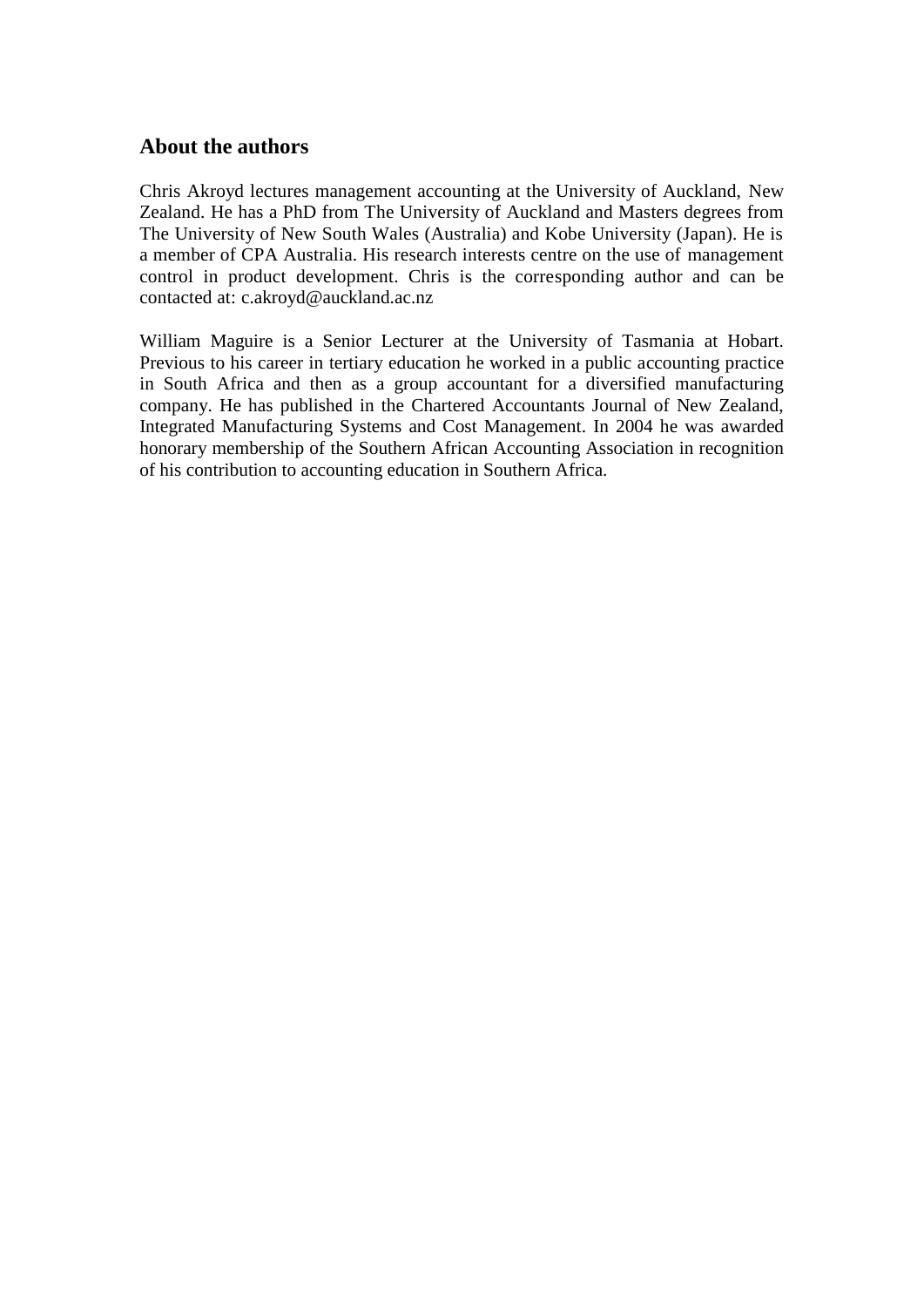## About the authors

Chris Akroyd lectures management accounting at the University of Auckland, New Zealand. He has a PhD from The University of Auckland and Masters degrees from The University of New South Wales (Australia) and Kobe University (Japan). He is a member of CPA Australia. His research interests centre on the use of management control in product development. Chris is the corresponding author and can be contacted at: c.akroyd@auckland.ac.nz

William Maguire is a Senior Lecturer at the University of Tasmania at Hobart. Previous to his career in tertiary education he worked in a public accounting practice in South Africa and then as a group accountant for a diversified manufacturing company. He has published in the Chartered Accountants Journal of New Zealand, Integrated Manufacturing Systems and Cost Management. In 2004 he was awarded honorary membership of the Southern African Accounting Association in recognition of his contribution to accounting education in Southern Africa.